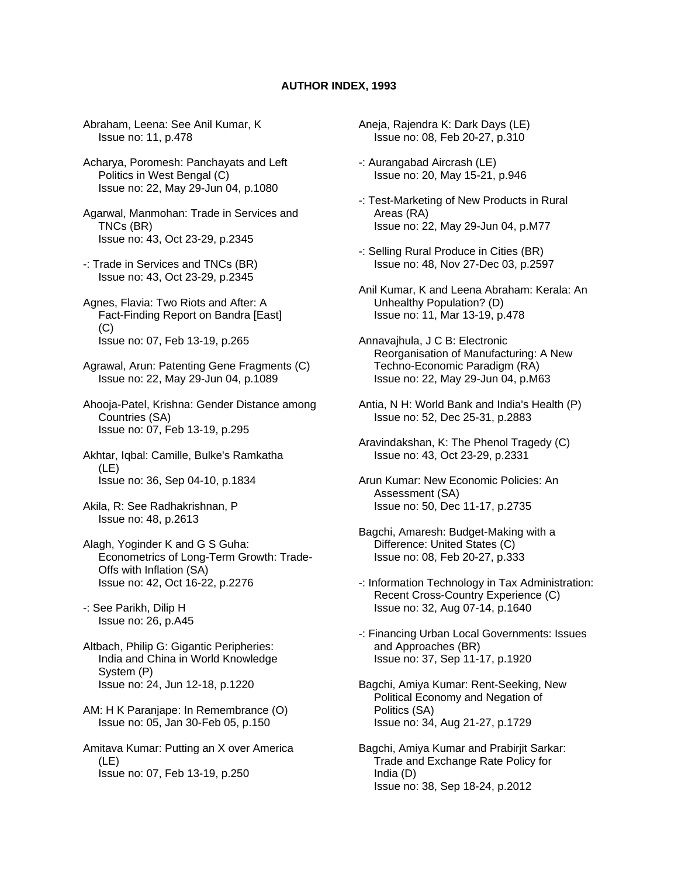# AUTHOR INDEX, 1993

Abraham, Leena: See Anil Kumar, K
Issue no: 11, p.478

Acharya, Poromesh: Panchayats and Left Politics in West Bengal (C)
Issue no: 22, May 29-Jun 04, p.1080

Agarwal, Manmohan: Trade in Services and TNCs (BR)
Issue no: 43, Oct 23-29, p.2345

-: Trade in Services and TNCs (BR)
Issue no: 43, Oct 23-29, p.2345

Agnes, Flavia: Two Riots and After: A Fact-Finding Report on Bandra [East] (C)
Issue no: 07, Feb 13-19, p.265

Agrawal, Arun: Patenting Gene Fragments (C)
Issue no: 22, May 29-Jun 04, p.1089

Ahooja-Patel, Krishna: Gender Distance among Countries (SA)
Issue no: 07, Feb 13-19, p.295

Akhtar, Iqbal: Camille, Bulke's Ramkatha (LE)
Issue no: 36, Sep 04-10, p.1834

Akila, R: See Radhakrishnan, P
Issue no: 48, p.2613

Alagh, Yoginder K and G S Guha: Econometrics of Long-Term Growth: Trade-Offs with Inflation (SA)
Issue no: 42, Oct 16-22, p.2276

-: See Parikh, Dilip H
Issue no: 26, p.A45

Altbach, Philip G: Gigantic Peripheries: India and China in World Knowledge System (P)
Issue no: 24, Jun 12-18, p.1220

AM: H K Paranjape: In Remembrance (O)
Issue no: 05, Jan 30-Feb 05, p.150

Amitava Kumar: Putting an X over America (LE)
Issue no: 07, Feb 13-19, p.250

Aneja, Rajendra K: Dark Days (LE)
Issue no: 08, Feb 20-27, p.310

-: Aurangabad Aircrash (LE)
Issue no: 20, May 15-21, p.946

-: Test-Marketing of New Products in Rural Areas (RA)
Issue no: 22, May 29-Jun 04, p.M77

-: Selling Rural Produce in Cities (BR)
Issue no: 48, Nov 27-Dec 03, p.2597

Anil Kumar, K and Leena Abraham: Kerala: An Unhealthy Population? (D)
Issue no: 11, Mar 13-19, p.478

Annavajhula, J C B: Electronic Reorganisation of Manufacturing: A New Techno-Economic Paradigm (RA)
Issue no: 22, May 29-Jun 04, p.M63

Antia, N H: World Bank and India's Health (P)
Issue no: 52, Dec 25-31, p.2883

Aravindakshan, K: The Phenol Tragedy (C)
Issue no: 43, Oct 23-29, p.2331

Arun Kumar: New Economic Policies: An Assessment (SA)
Issue no: 50, Dec 11-17, p.2735

Bagchi, Amaresh: Budget-Making with a Difference: United States (C)
Issue no: 08, Feb 20-27, p.333

-: Information Technology in Tax Administration: Recent Cross-Country Experience (C)
Issue no: 32, Aug 07-14, p.1640

-: Financing Urban Local Governments: Issues and Approaches (BR)
Issue no: 37, Sep 11-17, p.1920

Bagchi, Amiya Kumar: Rent-Seeking, New Political Economy and Negation of Politics (SA)
Issue no: 34, Aug 21-27, p.1729

Bagchi, Amiya Kumar and Prabirjit Sarkar: Trade and Exchange Rate Policy for India (D)
Issue no: 38, Sep 18-24, p.2012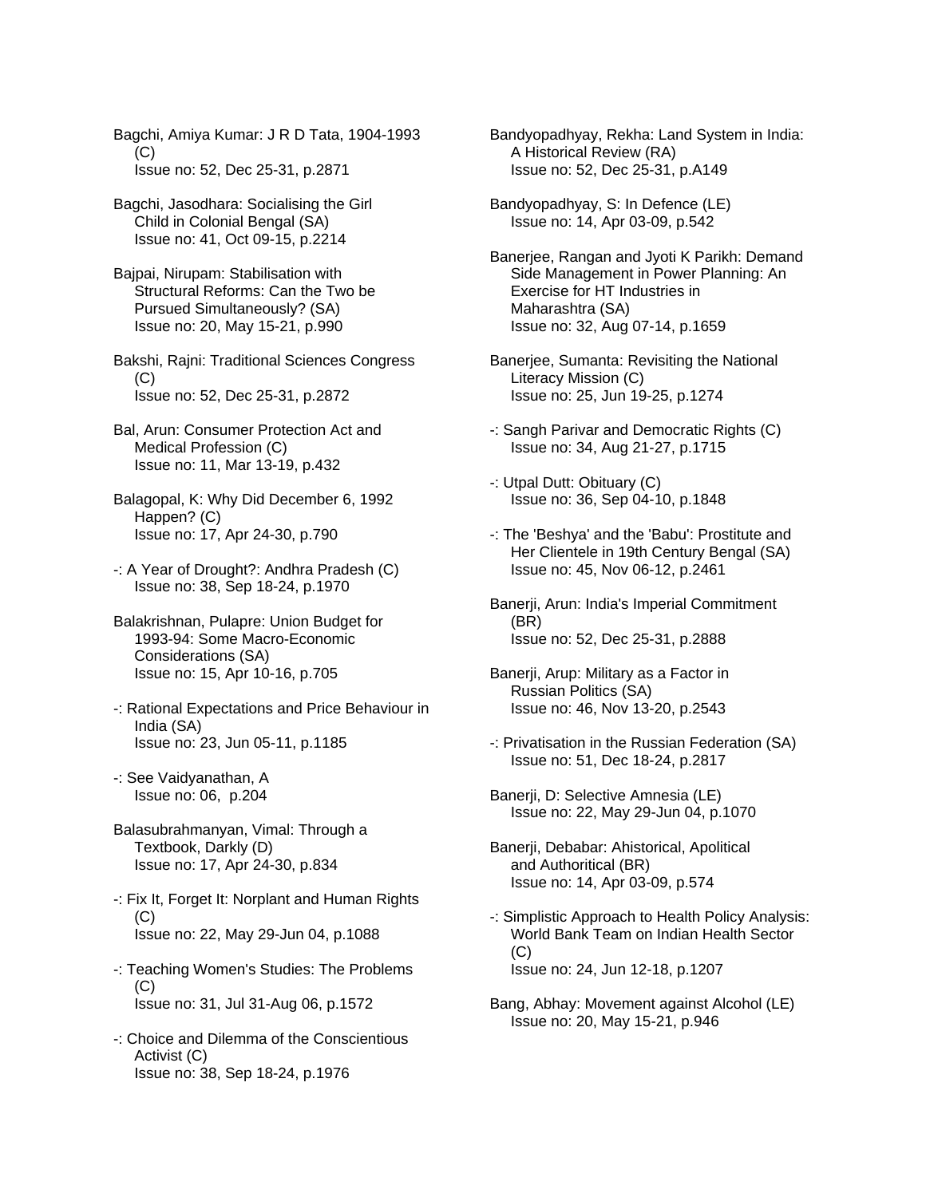Bagchi, Amiya Kumar: J R D Tata, 1904-1993 (C)
Issue no: 52, Dec 25-31, p.2871

Bagchi, Jasodhara: Socialising the Girl Child in Colonial Bengal (SA)
Issue no: 41, Oct 09-15, p.2214

Bajpai, Nirupam: Stabilisation with Structural Reforms: Can the Two be Pursued Simultaneously? (SA)
Issue no: 20, May 15-21, p.990

Bakshi, Rajni: Traditional Sciences Congress (C)
Issue no: 52, Dec 25-31, p.2872

Bal, Arun: Consumer Protection Act and Medical Profession (C)
Issue no: 11, Mar 13-19, p.432

Balagopal, K: Why Did December 6, 1992 Happen? (C)
Issue no: 17, Apr 24-30, p.790

-: A Year of Drought?: Andhra Pradesh (C)
Issue no: 38, Sep 18-24, p.1970

Balakrishnan, Pulapre: Union Budget for 1993-94: Some Macro-Economic Considerations (SA)
Issue no: 15, Apr 10-16, p.705

-: Rational Expectations and Price Behaviour in India (SA)
Issue no: 23, Jun 05-11, p.1185

-: See Vaidyanathan, A
Issue no: 06, p.204

Balasubrahmanyan, Vimal: Through a Textbook, Darkly (D)
Issue no: 17, Apr 24-30, p.834

-: Fix It, Forget It: Norplant and Human Rights (C)
Issue no: 22, May 29-Jun 04, p.1088

-: Teaching Women's Studies: The Problems (C)
Issue no: 31, Jul 31-Aug 06, p.1572

-: Choice and Dilemma of the Conscientious Activist (C)
Issue no: 38, Sep 18-24, p.1976

Bandyopadhyay, Rekha: Land System in India: A Historical Review (RA)
Issue no: 52, Dec 25-31, p.A149

Bandyopadhyay, S: In Defence (LE)
Issue no: 14, Apr 03-09, p.542

Banerjee, Rangan and Jyoti K Parikh: Demand Side Management in Power Planning: An Exercise for HT Industries in Maharashtra (SA)
Issue no: 32, Aug 07-14, p.1659

Banerjee, Sumanta: Revisiting the National Literacy Mission (C)
Issue no: 25, Jun 19-25, p.1274

-: Sangh Parivar and Democratic Rights (C)
Issue no: 34, Aug 21-27, p.1715

-: Utpal Dutt: Obituary (C)
Issue no: 36, Sep 04-10, p.1848

-: The 'Beshya' and the 'Babu': Prostitute and Her Clientele in 19th Century Bengal (SA)
Issue no: 45, Nov 06-12, p.2461

Banerji, Arun: India's Imperial Commitment (BR)
Issue no: 52, Dec 25-31, p.2888

Banerji, Arup: Military as a Factor in Russian Politics (SA)
Issue no: 46, Nov 13-20, p.2543

-: Privatisation in the Russian Federation (SA)
Issue no: 51, Dec 18-24, p.2817

Banerji, D: Selective Amnesia (LE)
Issue no: 22, May 29-Jun 04, p.1070

Banerji, Debabar: Ahistorical, Apolitical and Authoritical (BR)
Issue no: 14, Apr 03-09, p.574

-: Simplistic Approach to Health Policy Analysis: World Bank Team on Indian Health Sector (C)
Issue no: 24, Jun 12-18, p.1207

Bang, Abhay: Movement against Alcohol (LE)
Issue no: 20, May 15-21, p.946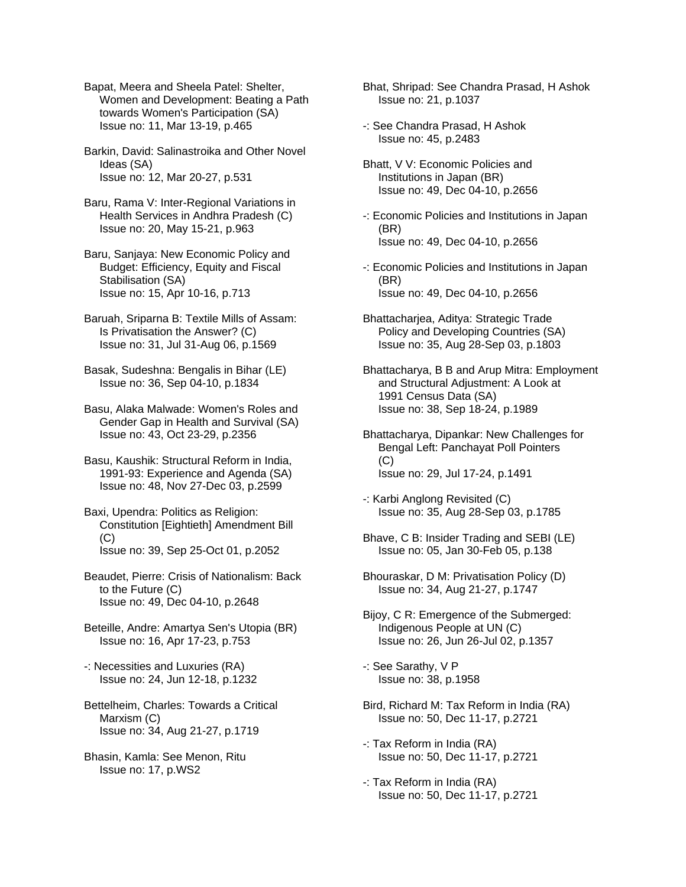Bapat, Meera and Sheela Patel: Shelter, Women and Development: Beating a Path towards Women's Participation (SA)
Issue no: 11, Mar 13-19, p.465

Barkin, David: Salinastroika and Other Novel Ideas (SA)
Issue no: 12, Mar 20-27, p.531

Baru, Rama V: Inter-Regional Variations in Health Services in Andhra Pradesh (C)
Issue no: 20, May 15-21, p.963

Baru, Sanjaya: New Economic Policy and Budget: Efficiency, Equity and Fiscal Stabilisation (SA)
Issue no: 15, Apr 10-16, p.713

Baruah, Sriparna B: Textile Mills of Assam: Is Privatisation the Answer? (C)
Issue no: 31, Jul 31-Aug 06, p.1569

Basak, Sudeshna: Bengalis in Bihar (LE)
Issue no: 36, Sep 04-10, p.1834

Basu, Alaka Malwade: Women's Roles and Gender Gap in Health and Survival (SA)
Issue no: 43, Oct 23-29, p.2356

Basu, Kaushik: Structural Reform in India, 1991-93: Experience and Agenda (SA)
Issue no: 48, Nov 27-Dec 03, p.2599

Baxi, Upendra: Politics as Religion: Constitution [Eightieth] Amendment Bill (C)
Issue no: 39, Sep 25-Oct 01, p.2052

Beaudet, Pierre: Crisis of Nationalism: Back to the Future (C)
Issue no: 49, Dec 04-10, p.2648

Beteille, Andre: Amartya Sen's Utopia (BR)
Issue no: 16, Apr 17-23, p.753

-: Necessities and Luxuries (RA)
Issue no: 24, Jun 12-18, p.1232

Bettelheim, Charles: Towards a Critical Marxism (C)
Issue no: 34, Aug 21-27, p.1719

Bhasin, Kamla: See Menon, Ritu
Issue no: 17, p.WS2

Bhat, Shripad: See Chandra Prasad, H Ashok
Issue no: 21, p.1037

-: See Chandra Prasad, H Ashok
Issue no: 45, p.2483

Bhatt, V V: Economic Policies and Institutions in Japan (BR)
Issue no: 49, Dec 04-10, p.2656

-: Economic Policies and Institutions in Japan (BR)
Issue no: 49, Dec 04-10, p.2656

-: Economic Policies and Institutions in Japan (BR)
Issue no: 49, Dec 04-10, p.2656

Bhattacharjea, Aditya: Strategic Trade Policy and Developing Countries (SA)
Issue no: 35, Aug 28-Sep 03, p.1803

Bhattacharya, B B and Arup Mitra: Employment and Structural Adjustment: A Look at 1991 Census Data (SA)
Issue no: 38, Sep 18-24, p.1989

Bhattacharya, Dipankar: New Challenges for Bengal Left: Panchayat Poll Pointers (C)
Issue no: 29, Jul 17-24, p.1491

-: Karbi Anglong Revisited (C)
Issue no: 35, Aug 28-Sep 03, p.1785

Bhave, C B: Insider Trading and SEBI (LE)
Issue no: 05, Jan 30-Feb 05, p.138

Bhouraskar, D M: Privatisation Policy (D)
Issue no: 34, Aug 21-27, p.1747

Bijoy, C R: Emergence of the Submerged: Indigenous People at UN (C)
Issue no: 26, Jun 26-Jul 02, p.1357

-: See Sarathy, V P
Issue no: 38, p.1958

Bird, Richard M: Tax Reform in India (RA)
Issue no: 50, Dec 11-17, p.2721

-: Tax Reform in India (RA)
Issue no: 50, Dec 11-17, p.2721

-: Tax Reform in India (RA)
Issue no: 50, Dec 11-17, p.2721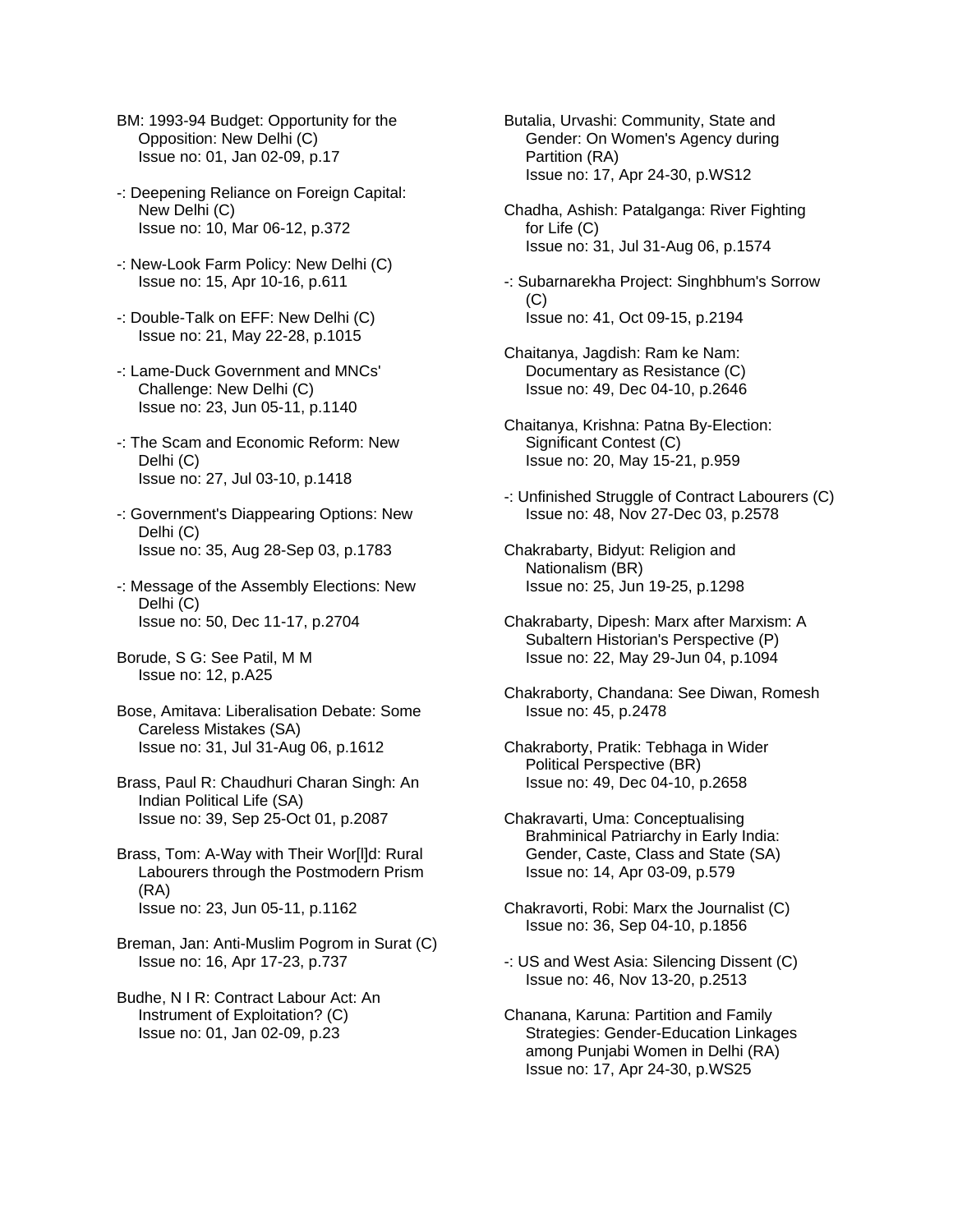BM: 1993-94 Budget: Opportunity for the Opposition: New Delhi (C)
Issue no: 01, Jan 02-09, p.17

-: Deepening Reliance on Foreign Capital: New Delhi (C)
Issue no: 10, Mar 06-12, p.372

-: New-Look Farm Policy: New Delhi (C)
Issue no: 15, Apr 10-16, p.611

-: Double-Talk on EFF: New Delhi (C)
Issue no: 21, May 22-28, p.1015

-: Lame-Duck Government and MNCs' Challenge: New Delhi (C)
Issue no: 23, Jun 05-11, p.1140

-: The Scam and Economic Reform: New Delhi (C)
Issue no: 27, Jul 03-10, p.1418

-: Government's Diappearing Options: New Delhi (C)
Issue no: 35, Aug 28-Sep 03, p.1783

-: Message of the Assembly Elections: New Delhi (C)
Issue no: 50, Dec 11-17, p.2704

Borude, S G: See Patil, M M
Issue no: 12, p.A25

Bose, Amitava: Liberalisation Debate: Some Careless Mistakes (SA)
Issue no: 31, Jul 31-Aug 06, p.1612

Brass, Paul R: Chaudhuri Charan Singh: An Indian Political Life (SA)
Issue no: 39, Sep 25-Oct 01, p.2087

Brass, Tom: A-Way with Their Wor[l]d: Rural Labourers through the Postmodern Prism (RA)
Issue no: 23, Jun 05-11, p.1162

Breman, Jan: Anti-Muslim Pogrom in Surat (C)
Issue no: 16, Apr 17-23, p.737

Budhe, N I R: Contract Labour Act: An Instrument of Exploitation? (C)
Issue no: 01, Jan 02-09, p.23

Butalia, Urvashi: Community, State and Gender: On Women's Agency during Partition (RA)
Issue no: 17, Apr 24-30, p.WS12

Chadha, Ashish: Patalganga: River Fighting for Life (C)
Issue no: 31, Jul 31-Aug 06, p.1574

-: Subarnarekha Project: Singhbhum's Sorrow (C)
Issue no: 41, Oct 09-15, p.2194

Chaitanya, Jagdish: Ram ke Nam: Documentary as Resistance (C)
Issue no: 49, Dec 04-10, p.2646

Chaitanya, Krishna: Patna By-Election: Significant Contest (C)
Issue no: 20, May 15-21, p.959

-: Unfinished Struggle of Contract Labourers (C)
Issue no: 48, Nov 27-Dec 03, p.2578

Chakrabarty, Bidyut: Religion and Nationalism (BR)
Issue no: 25, Jun 19-25, p.1298

Chakrabarty, Dipesh: Marx after Marxism: A Subaltern Historian's Perspective (P)
Issue no: 22, May 29-Jun 04, p.1094

Chakraborty, Chandana: See Diwan, Romesh
Issue no: 45, p.2478

Chakraborty, Pratik: Tebhaga in Wider Political Perspective (BR)
Issue no: 49, Dec 04-10, p.2658

Chakravarti, Uma: Conceptualising Brahminical Patriarchy in Early India: Gender, Caste, Class and State (SA)
Issue no: 14, Apr 03-09, p.579

Chakravorti, Robi: Marx the Journalist (C)
Issue no: 36, Sep 04-10, p.1856

-: US and West Asia: Silencing Dissent (C)
Issue no: 46, Nov 13-20, p.2513

Chanana, Karuna: Partition and Family Strategies: Gender-Education Linkages among Punjabi Women in Delhi (RA)
Issue no: 17, Apr 24-30, p.WS25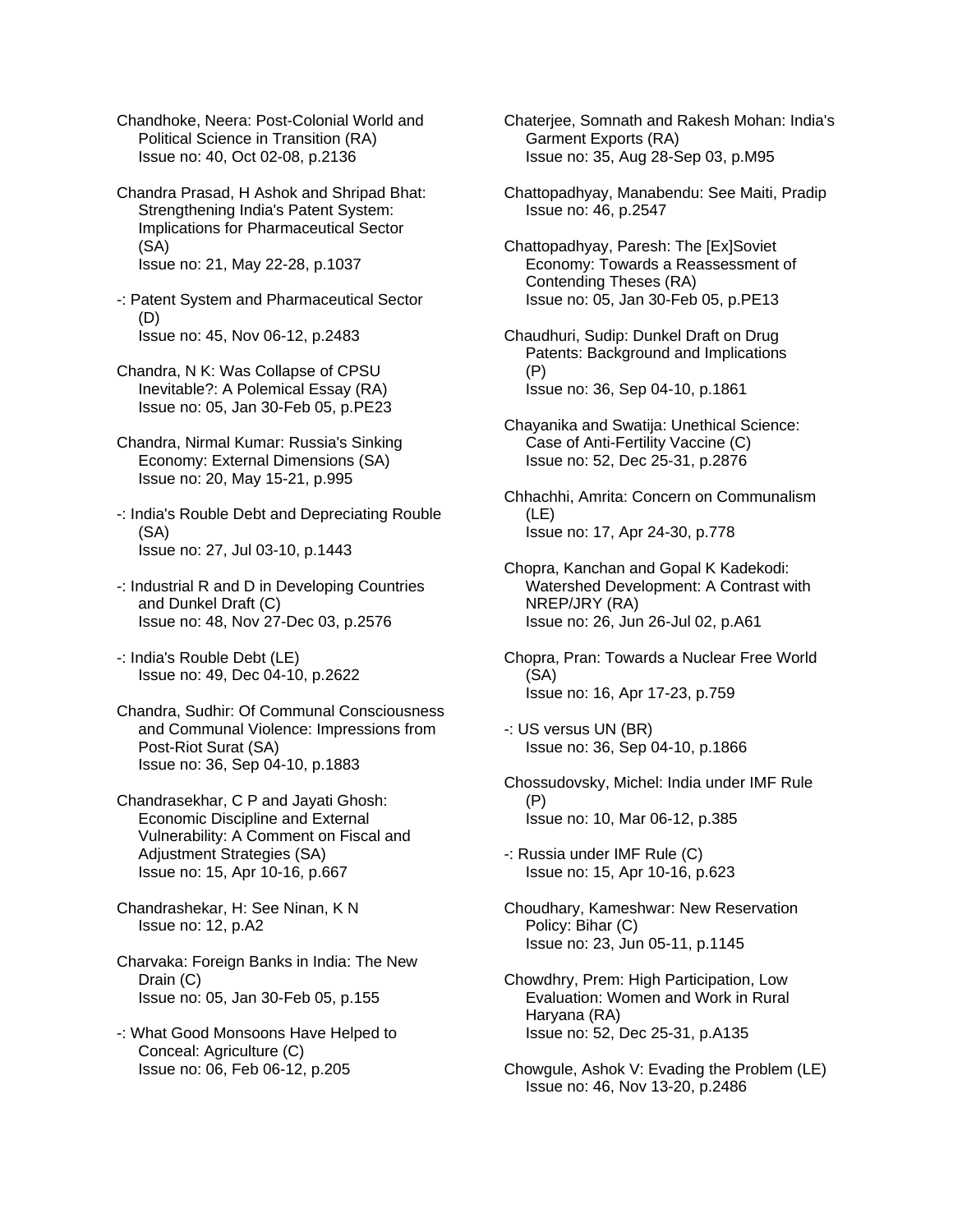Chandhoke, Neera: Post-Colonial World and Political Science in Transition (RA)
Issue no: 40, Oct 02-08, p.2136

Chandra Prasad, H Ashok and Shripad Bhat: Strengthening India's Patent System: Implications for Pharmaceutical Sector (SA)
Issue no: 21, May 22-28, p.1037

-: Patent System and Pharmaceutical Sector (D)
Issue no: 45, Nov 06-12, p.2483

Chandra, N K: Was Collapse of CPSU Inevitable?: A Polemical Essay (RA)
Issue no: 05, Jan 30-Feb 05, p.PE23

Chandra, Nirmal Kumar: Russia's Sinking Economy: External Dimensions (SA)
Issue no: 20, May 15-21, p.995

-: India's Rouble Debt and Depreciating Rouble (SA)
Issue no: 27, Jul 03-10, p.1443

-: Industrial R and D in Developing Countries and Dunkel Draft (C)
Issue no: 48, Nov 27-Dec 03, p.2576

-: India's Rouble Debt (LE)
Issue no: 49, Dec 04-10, p.2622

Chandra, Sudhir: Of Communal Consciousness and Communal Violence: Impressions from Post-Riot Surat (SA)
Issue no: 36, Sep 04-10, p.1883

Chandrasekhar, C P and Jayati Ghosh: Economic Discipline and External Vulnerability: A Comment on Fiscal and Adjustment Strategies (SA)
Issue no: 15, Apr 10-16, p.667

Chandrashekar, H: See Ninan, K N
Issue no: 12, p.A2

Charvaka: Foreign Banks in India: The New Drain (C)
Issue no: 05, Jan 30-Feb 05, p.155

-: What Good Monsoons Have Helped to Conceal: Agriculture (C)
Issue no: 06, Feb 06-12, p.205

Chaterjee, Somnath and Rakesh Mohan: India's Garment Exports (RA)
Issue no: 35, Aug 28-Sep 03, p.M95

Chattopadhyay, Manabendu: See Maiti, Pradip
Issue no: 46, p.2547

Chattopadhyay, Paresh: The [Ex]Soviet Economy: Towards a Reassessment of Contending Theses (RA)
Issue no: 05, Jan 30-Feb 05, p.PE13

Chaudhuri, Sudip: Dunkel Draft on Drug Patents: Background and Implications (P)
Issue no: 36, Sep 04-10, p.1861

Chayanika and Swatija: Unethical Science: Case of Anti-Fertility Vaccine (C)
Issue no: 52, Dec 25-31, p.2876

Chhachhi, Amrita: Concern on Communalism (LE)
Issue no: 17, Apr 24-30, p.778

Chopra, Kanchan and Gopal K Kadekodi: Watershed Development: A Contrast with NREP/JRY (RA)
Issue no: 26, Jun 26-Jul 02, p.A61

Chopra, Pran: Towards a Nuclear Free World (SA)
Issue no: 16, Apr 17-23, p.759

-: US versus UN (BR)
Issue no: 36, Sep 04-10, p.1866

Chossudovsky, Michel: India under IMF Rule (P)
Issue no: 10, Mar 06-12, p.385

-: Russia under IMF Rule (C)
Issue no: 15, Apr 10-16, p.623

Choudhary, Kameshwar: New Reservation Policy: Bihar (C)
Issue no: 23, Jun 05-11, p.1145

Chowdhry, Prem: High Participation, Low Evaluation: Women and Work in Rural Haryana (RA)
Issue no: 52, Dec 25-31, p.A135

Chowgule, Ashok V: Evading the Problem (LE)
Issue no: 46, Nov 13-20, p.2486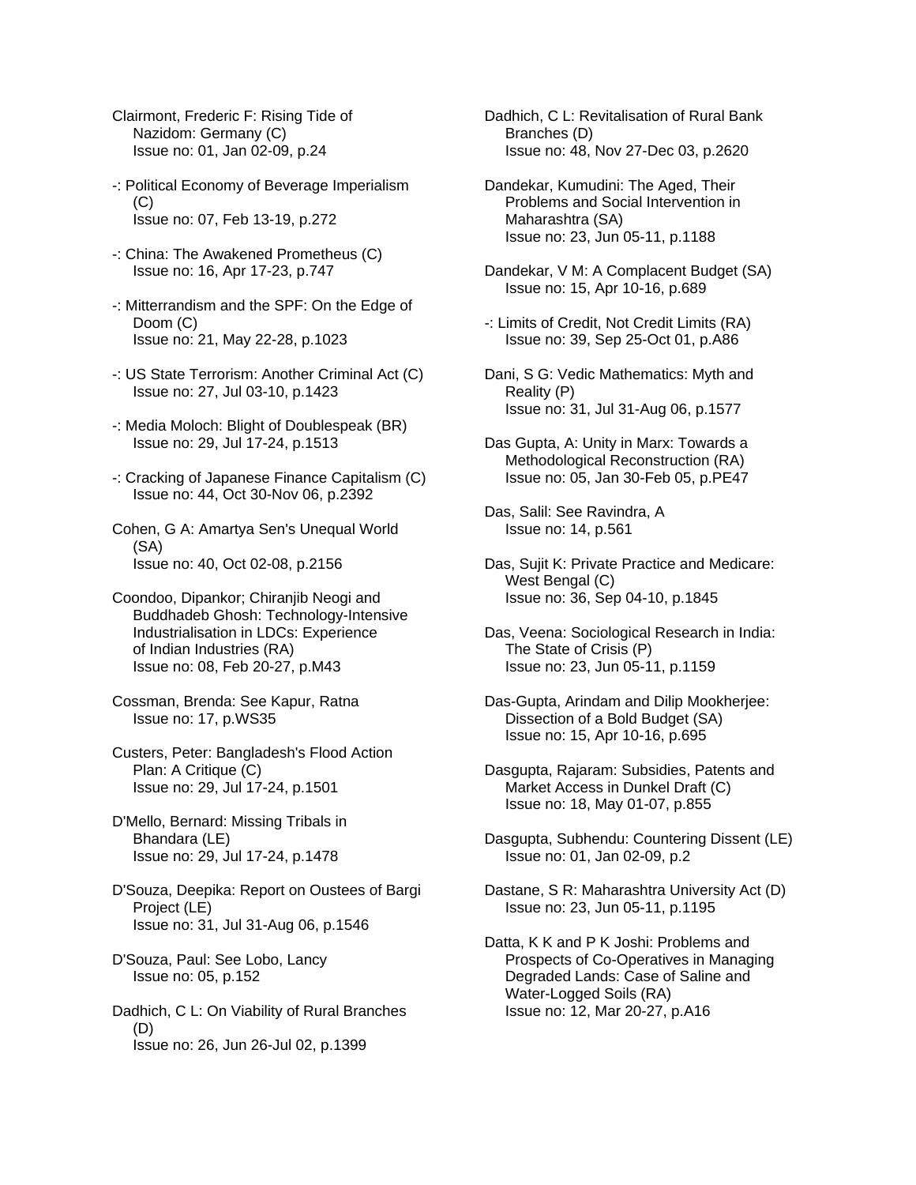Clairmont, Frederic F: Rising Tide of Nazidom: Germany (C)
Issue no: 01, Jan 02-09, p.24

-: Political Economy of Beverage Imperialism (C)
Issue no: 07, Feb 13-19, p.272

-: China: The Awakened Prometheus (C)
Issue no: 16, Apr 17-23, p.747

-: Mitterrandism and the SPF: On the Edge of Doom (C)
Issue no: 21, May 22-28, p.1023

-: US State Terrorism: Another Criminal Act (C)
Issue no: 27, Jul 03-10, p.1423

-: Media Moloch: Blight of Doublespeak (BR)
Issue no: 29, Jul 17-24, p.1513

-: Cracking of Japanese Finance Capitalism (C)
Issue no: 44, Oct 30-Nov 06, p.2392

Cohen, G A: Amartya Sen's Unequal World (SA)
Issue no: 40, Oct 02-08, p.2156

Coondoo, Dipankor; Chiranjib Neogi and Buddhadeb Ghosh: Technology-Intensive Industrialisation in LDCs: Experience of Indian Industries (RA)
Issue no: 08, Feb 20-27, p.M43

Cossman, Brenda: See Kapur, Ratna
Issue no: 17, p.WS35

Custers, Peter: Bangladesh's Flood Action Plan: A Critique (C)
Issue no: 29, Jul 17-24, p.1501

D'Mello, Bernard: Missing Tribals in Bhandara (LE)
Issue no: 29, Jul 17-24, p.1478

D'Souza, Deepika: Report on Oustees of Bargi Project (LE)
Issue no: 31, Jul 31-Aug 06, p.1546

D'Souza, Paul: See Lobo, Lancy
Issue no: 05, p.152

Dadhich, C L: On Viability of Rural Branches (D)
Issue no: 26, Jun 26-Jul 02, p.1399

Dadhich, C L: Revitalisation of Rural Bank Branches (D)
Issue no: 48, Nov 27-Dec 03, p.2620

Dandekar, Kumudini: The Aged, Their Problems and Social Intervention in Maharashtra (SA)
Issue no: 23, Jun 05-11, p.1188

Dandekar, V M: A Complacent Budget (SA)
Issue no: 15, Apr 10-16, p.689

-: Limits of Credit, Not Credit Limits (RA)
Issue no: 39, Sep 25-Oct 01, p.A86

Dani, S G: Vedic Mathematics: Myth and Reality (P)
Issue no: 31, Jul 31-Aug 06, p.1577

Das Gupta, A: Unity in Marx: Towards a Methodological Reconstruction (RA)
Issue no: 05, Jan 30-Feb 05, p.PE47

Das, Salil: See Ravindra, A
Issue no: 14, p.561

Das, Sujit K: Private Practice and Medicare: West Bengal (C)
Issue no: 36, Sep 04-10, p.1845

Das, Veena: Sociological Research in India: The State of Crisis (P)
Issue no: 23, Jun 05-11, p.1159

Das-Gupta, Arindam and Dilip Mookherjee: Dissection of a Bold Budget (SA)
Issue no: 15, Apr 10-16, p.695

Dasgupta, Rajaram: Subsidies, Patents and Market Access in Dunkel Draft (C)
Issue no: 18, May 01-07, p.855

Dasgupta, Subhendu: Countering Dissent (LE)
Issue no: 01, Jan 02-09, p.2

Dastane, S R: Maharashtra University Act (D)
Issue no: 23, Jun 05-11, p.1195

Datta, K K and P K Joshi: Problems and Prospects of Co-Operatives in Managing Degraded Lands: Case of Saline and Water-Logged Soils (RA)
Issue no: 12, Mar 20-27, p.A16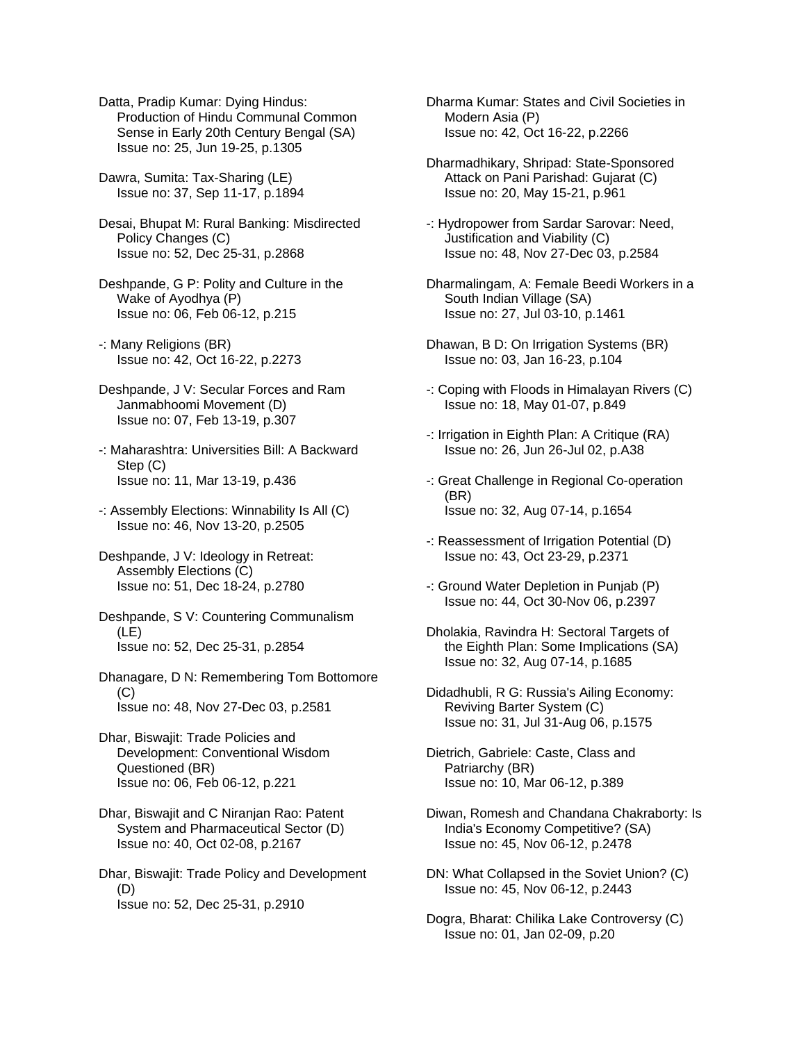Datta, Pradip Kumar: Dying Hindus: Production of Hindu Communal Common Sense in Early 20th Century Bengal (SA)
Issue no: 25, Jun 19-25, p.1305

Dawra, Sumita: Tax-Sharing (LE)
Issue no: 37, Sep 11-17, p.1894

Desai, Bhupat M: Rural Banking: Misdirected Policy Changes (C)
Issue no: 52, Dec 25-31, p.2868

Deshpande, G P: Polity and Culture in the Wake of Ayodhya (P)
Issue no: 06, Feb 06-12, p.215

-: Many Religions (BR)
Issue no: 42, Oct 16-22, p.2273

Deshpande, J V: Secular Forces and Ram Janmabhoomi Movement (D)
Issue no: 07, Feb 13-19, p.307

-: Maharashtra: Universities Bill: A Backward Step (C)
Issue no: 11, Mar 13-19, p.436

-: Assembly Elections: Winnability Is All (C)
Issue no: 46, Nov 13-20, p.2505

Deshpande, J V: Ideology in Retreat: Assembly Elections (C)
Issue no: 51, Dec 18-24, p.2780

Deshpande, S V: Countering Communalism (LE)
Issue no: 52, Dec 25-31, p.2854

Dhanagare, D N: Remembering Tom Bottomore (C)
Issue no: 48, Nov 27-Dec 03, p.2581

Dhar, Biswajit: Trade Policies and Development: Conventional Wisdom Questioned (BR)
Issue no: 06, Feb 06-12, p.221

Dhar, Biswajit and C Niranjan Rao: Patent System and Pharmaceutical Sector (D)
Issue no: 40, Oct 02-08, p.2167

Dhar, Biswajit: Trade Policy and Development (D)
Issue no: 52, Dec 25-31, p.2910

Dharma Kumar: States and Civil Societies in Modern Asia (P)
Issue no: 42, Oct 16-22, p.2266

Dharmadhikary, Shripad: State-Sponsored Attack on Pani Parishad: Gujarat (C)
Issue no: 20, May 15-21, p.961

-: Hydropower from Sardar Sarovar: Need, Justification and Viability (C)
Issue no: 48, Nov 27-Dec 03, p.2584

Dharmalingam, A: Female Beedi Workers in a South Indian Village (SA)
Issue no: 27, Jul 03-10, p.1461

Dhawan, B D: On Irrigation Systems (BR)
Issue no: 03, Jan 16-23, p.104

-: Coping with Floods in Himalayan Rivers (C)
Issue no: 18, May 01-07, p.849

-: Irrigation in Eighth Plan: A Critique (RA)
Issue no: 26, Jun 26-Jul 02, p.A38

-: Great Challenge in Regional Co-operation (BR)
Issue no: 32, Aug 07-14, p.1654

-: Reassessment of Irrigation Potential (D)
Issue no: 43, Oct 23-29, p.2371

-: Ground Water Depletion in Punjab (P)
Issue no: 44, Oct 30-Nov 06, p.2397

Dholakia, Ravindra H: Sectoral Targets of the Eighth Plan: Some Implications (SA)
Issue no: 32, Aug 07-14, p.1685

Didadhubli, R G: Russia's Ailing Economy: Reviving Barter System (C)
Issue no: 31, Jul 31-Aug 06, p.1575

Dietrich, Gabriele: Caste, Class and Patriarchy (BR)
Issue no: 10, Mar 06-12, p.389

Diwan, Romesh and Chandana Chakraborty: Is India's Economy Competitive? (SA)
Issue no: 45, Nov 06-12, p.2478

DN: What Collapsed in the Soviet Union? (C)
Issue no: 45, Nov 06-12, p.2443

Dogra, Bharat: Chilika Lake Controversy (C)
Issue no: 01, Jan 02-09, p.20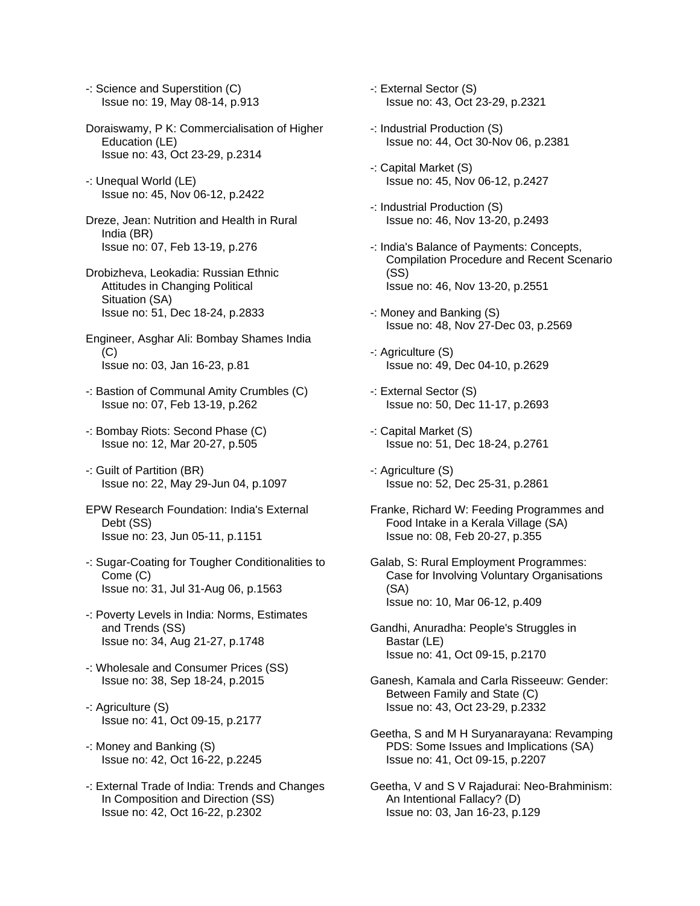-: Science and Superstition (C)
Issue no: 19, May 08-14, p.913

Doraiswamy, P K: Commercialisation of Higher Education (LE)
Issue no: 43, Oct 23-29, p.2314

-: Unequal World (LE)
Issue no: 45, Nov 06-12, p.2422

Dreze, Jean: Nutrition and Health in Rural India (BR)
Issue no: 07, Feb 13-19, p.276

Drobizheva, Leokadia: Russian Ethnic Attitudes in Changing Political Situation (SA)
Issue no: 51, Dec 18-24, p.2833

Engineer, Asghar Ali: Bombay Shames India (C)
Issue no: 03, Jan 16-23, p.81

-: Bastion of Communal Amity Crumbles (C)
Issue no: 07, Feb 13-19, p.262

-: Bombay Riots: Second Phase (C)
Issue no: 12, Mar 20-27, p.505

-: Guilt of Partition (BR)
Issue no: 22, May 29-Jun 04, p.1097

EPW Research Foundation: India's External Debt (SS)
Issue no: 23, Jun 05-11, p.1151

-: Sugar-Coating for Tougher Conditionalities to Come (C)
Issue no: 31, Jul 31-Aug 06, p.1563

-: Poverty Levels in India: Norms, Estimates and Trends (SS)
Issue no: 34, Aug 21-27, p.1748

-: Wholesale and Consumer Prices (SS)
Issue no: 38, Sep 18-24, p.2015

-: Agriculture (S)
Issue no: 41, Oct 09-15, p.2177

-: Money and Banking (S)
Issue no: 42, Oct 16-22, p.2245

-: External Trade of India: Trends and Changes In Composition and Direction (SS)
Issue no: 42, Oct 16-22, p.2302

-: External Sector (S)
Issue no: 43, Oct 23-29, p.2321

-: Industrial Production (S)
Issue no: 44, Oct 30-Nov 06, p.2381

-: Capital Market (S)
Issue no: 45, Nov 06-12, p.2427

-: Industrial Production (S)
Issue no: 46, Nov 13-20, p.2493

-: India's Balance of Payments: Concepts, Compilation Procedure and Recent Scenario (SS)
Issue no: 46, Nov 13-20, p.2551

-: Money and Banking (S)
Issue no: 48, Nov 27-Dec 03, p.2569

-: Agriculture (S)
Issue no: 49, Dec 04-10, p.2629

-: External Sector (S)
Issue no: 50, Dec 11-17, p.2693

-: Capital Market (S)
Issue no: 51, Dec 18-24, p.2761

-: Agriculture (S)
Issue no: 52, Dec 25-31, p.2861

Franke, Richard W: Feeding Programmes and Food Intake in a Kerala Village (SA)
Issue no: 08, Feb 20-27, p.355

Galab, S: Rural Employment Programmes: Case for Involving Voluntary Organisations (SA)
Issue no: 10, Mar 06-12, p.409

Gandhi, Anuradha: People's Struggles in Bastar (LE)
Issue no: 41, Oct 09-15, p.2170

Ganesh, Kamala and Carla Risseeuw: Gender: Between Family and State (C)
Issue no: 43, Oct 23-29, p.2332

Geetha, S and M H Suryanarayana: Revamping PDS: Some Issues and Implications (SA)
Issue no: 41, Oct 09-15, p.2207

Geetha, V and S V Rajadurai: Neo-Brahminism: An Intentional Fallacy? (D)
Issue no: 03, Jan 16-23, p.129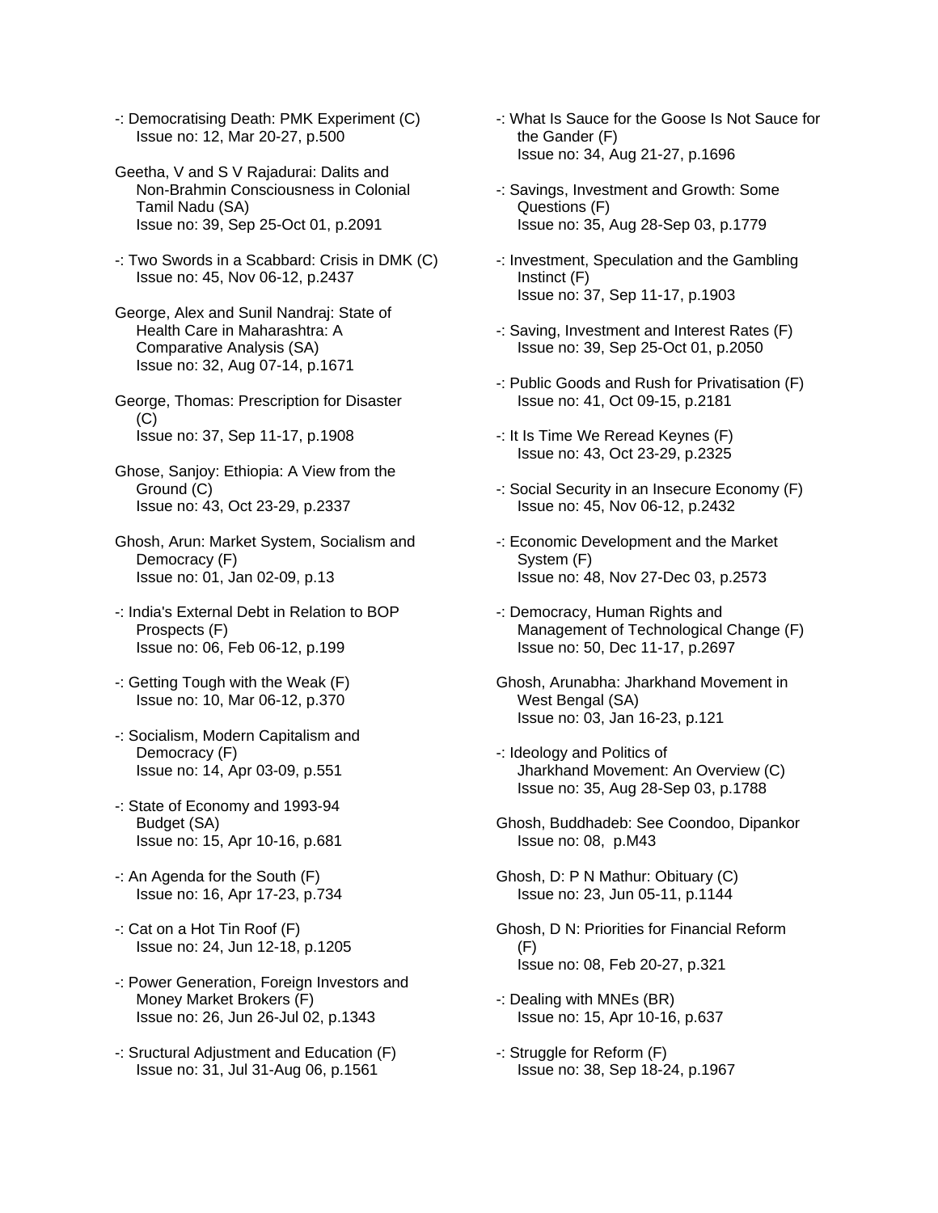-: Democratising Death: PMK Experiment (C)
Issue no: 12, Mar 20-27, p.500

Geetha, V and S V Rajadurai: Dalits and Non-Brahmin Consciousness in Colonial Tamil Nadu (SA)
Issue no: 39, Sep 25-Oct 01, p.2091

-: Two Swords in a Scabbard: Crisis in DMK (C)
Issue no: 45, Nov 06-12, p.2437

George, Alex and Sunil Nandraj: State of Health Care in Maharashtra: A Comparative Analysis (SA)
Issue no: 32, Aug 07-14, p.1671

George, Thomas: Prescription for Disaster (C)
Issue no: 37, Sep 11-17, p.1908

Ghose, Sanjoy: Ethiopia: A View from the Ground (C)
Issue no: 43, Oct 23-29, p.2337

Ghosh, Arun: Market System, Socialism and Democracy (F)
Issue no: 01, Jan 02-09, p.13

-: India's External Debt in Relation to BOP Prospects (F)
Issue no: 06, Feb 06-12, p.199

-: Getting Tough with the Weak (F)
Issue no: 10, Mar 06-12, p.370

-: Socialism, Modern Capitalism and Democracy (F)
Issue no: 14, Apr 03-09, p.551

-: State of Economy and 1993-94 Budget (SA)
Issue no: 15, Apr 10-16, p.681

-: An Agenda for the South (F)
Issue no: 16, Apr 17-23, p.734

-: Cat on a Hot Tin Roof (F)
Issue no: 24, Jun 12-18, p.1205

-: Power Generation, Foreign Investors and Money Market Brokers (F)
Issue no: 26, Jun 26-Jul 02, p.1343

-: Sructural Adjustment and Education (F)
Issue no: 31, Jul 31-Aug 06, p.1561

-: What Is Sauce for the Goose Is Not Sauce for the Gander (F)
Issue no: 34, Aug 21-27, p.1696

-: Savings, Investment and Growth: Some Questions (F)
Issue no: 35, Aug 28-Sep 03, p.1779

-: Investment, Speculation and the Gambling Instinct (F)
Issue no: 37, Sep 11-17, p.1903

-: Saving, Investment and Interest Rates (F)
Issue no: 39, Sep 25-Oct 01, p.2050

-: Public Goods and Rush for Privatisation (F)
Issue no: 41, Oct 09-15, p.2181

-: It Is Time We Reread Keynes (F)
Issue no: 43, Oct 23-29, p.2325

-: Social Security in an Insecure Economy (F)
Issue no: 45, Nov 06-12, p.2432

-: Economic Development and the Market System (F)
Issue no: 48, Nov 27-Dec 03, p.2573

-: Democracy, Human Rights and Management of Technological Change (F)
Issue no: 50, Dec 11-17, p.2697

Ghosh, Arunabha: Jharkhand Movement in West Bengal (SA)
Issue no: 03, Jan 16-23, p.121

-: Ideology and Politics of Jharkhand Movement: An Overview (C)
Issue no: 35, Aug 28-Sep 03, p.1788

Ghosh, Buddhadeb: See Coondoo, Dipankor
Issue no: 08, p.M43

Ghosh, D: P N Mathur: Obituary (C)
Issue no: 23, Jun 05-11, p.1144

Ghosh, D N: Priorities for Financial Reform (F)
Issue no: 08, Feb 20-27, p.321

-: Dealing with MNEs (BR)
Issue no: 15, Apr 10-16, p.637

-: Struggle for Reform (F)
Issue no: 38, Sep 18-24, p.1967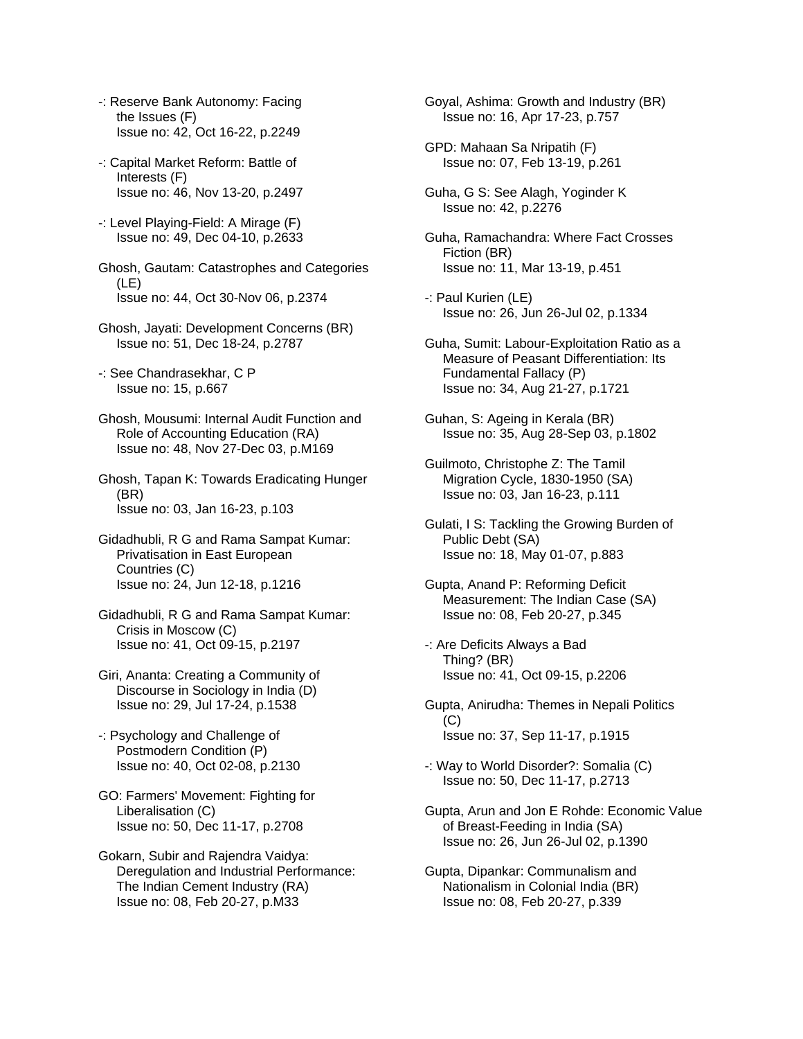-: Reserve Bank Autonomy: Facing the Issues (F)
Issue no: 42, Oct 16-22, p.2249

-: Capital Market Reform: Battle of Interests (F)
Issue no: 46, Nov 13-20, p.2497

-: Level Playing-Field: A Mirage (F)
Issue no: 49, Dec 04-10, p.2633

Ghosh, Gautam: Catastrophes and Categories (LE)
Issue no: 44, Oct 30-Nov 06, p.2374

Ghosh, Jayati: Development Concerns (BR)
Issue no: 51, Dec 18-24, p.2787

-: See Chandrasekhar, C P
Issue no: 15, p.667

Ghosh, Mousumi: Internal Audit Function and Role of Accounting Education (RA)
Issue no: 48, Nov 27-Dec 03, p.M169

Ghosh, Tapan K: Towards Eradicating Hunger (BR)
Issue no: 03, Jan 16-23, p.103

Gidadhubli, R G and Rama Sampat Kumar: Privatisation in East European Countries (C)
Issue no: 24, Jun 12-18, p.1216

Gidadhubli, R G and Rama Sampat Kumar: Crisis in Moscow (C)
Issue no: 41, Oct 09-15, p.2197

Giri, Ananta: Creating a Community of Discourse in Sociology in India (D)
Issue no: 29, Jul 17-24, p.1538

-: Psychology and Challenge of Postmodern Condition (P)
Issue no: 40, Oct 02-08, p.2130

GO: Farmers' Movement: Fighting for Liberalisation (C)
Issue no: 50, Dec 11-17, p.2708

Gokarn, Subir and Rajendra Vaidya: Deregulation and Industrial Performance: The Indian Cement Industry (RA)
Issue no: 08, Feb 20-27, p.M33

Goyal, Ashima: Growth and Industry (BR)
Issue no: 16, Apr 17-23, p.757

GPD: Mahaan Sa Nripatih (F)
Issue no: 07, Feb 13-19, p.261

Guha, G S: See Alagh, Yoginder K
Issue no: 42, p.2276

Guha, Ramachandra: Where Fact Crosses Fiction (BR)
Issue no: 11, Mar 13-19, p.451

-: Paul Kurien (LE)
Issue no: 26, Jun 26-Jul 02, p.1334

Guha, Sumit: Labour-Exploitation Ratio as a Measure of Peasant Differentiation: Its Fundamental Fallacy (P)
Issue no: 34, Aug 21-27, p.1721

Guhan, S: Ageing in Kerala (BR)
Issue no: 35, Aug 28-Sep 03, p.1802

Guilmoto, Christophe Z: The Tamil Migration Cycle, 1830-1950 (SA)
Issue no: 03, Jan 16-23, p.111

Gulati, I S: Tackling the Growing Burden of Public Debt (SA)
Issue no: 18, May 01-07, p.883

Gupta, Anand P: Reforming Deficit Measurement: The Indian Case (SA)
Issue no: 08, Feb 20-27, p.345

-: Are Deficits Always a Bad Thing? (BR)
Issue no: 41, Oct 09-15, p.2206

Gupta, Anirudha: Themes in Nepali Politics (C)
Issue no: 37, Sep 11-17, p.1915

-: Way to World Disorder?: Somalia (C)
Issue no: 50, Dec 11-17, p.2713

Gupta, Arun and Jon E Rohde: Economic Value of Breast-Feeding in India (SA)
Issue no: 26, Jun 26-Jul 02, p.1390

Gupta, Dipankar: Communalism and Nationalism in Colonial India (BR)
Issue no: 08, Feb 20-27, p.339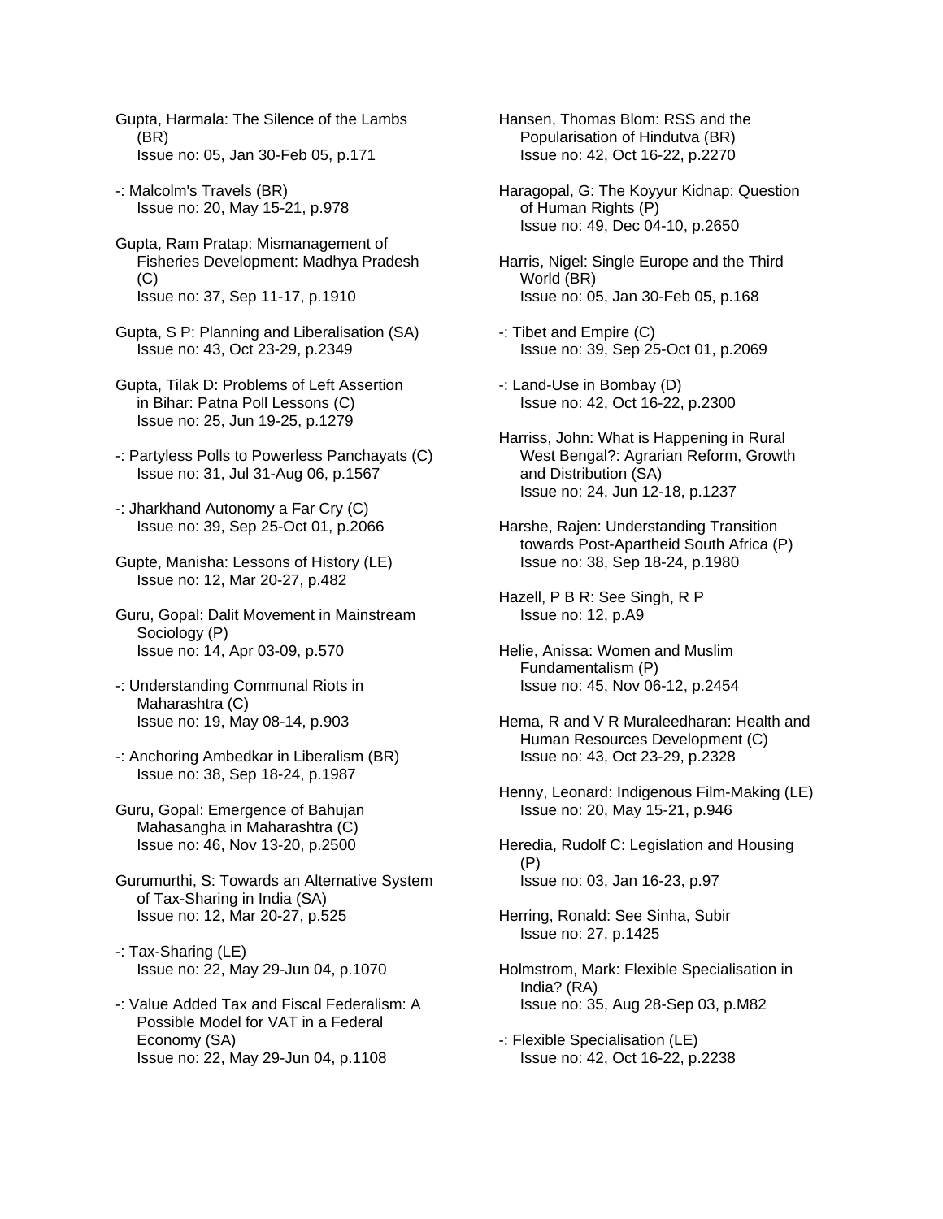Gupta, Harmala: The Silence of the Lambs (BR)
Issue no: 05, Jan 30-Feb 05, p.171

-: Malcolm's Travels (BR)
Issue no: 20, May 15-21, p.978

Gupta, Ram Pratap: Mismanagement of Fisheries Development: Madhya Pradesh (C)
Issue no: 37, Sep 11-17, p.1910

Gupta, S P: Planning and Liberalisation (SA)
Issue no: 43, Oct 23-29, p.2349

Gupta, Tilak D: Problems of Left Assertion in Bihar: Patna Poll Lessons (C)
Issue no: 25, Jun 19-25, p.1279

-: Partyless Polls to Powerless Panchayats (C)
Issue no: 31, Jul 31-Aug 06, p.1567

-: Jharkhand Autonomy a Far Cry (C)
Issue no: 39, Sep 25-Oct 01, p.2066

Gupte, Manisha: Lessons of History (LE)
Issue no: 12, Mar 20-27, p.482

Guru, Gopal: Dalit Movement in Mainstream Sociology (P)
Issue no: 14, Apr 03-09, p.570

-: Understanding Communal Riots in Maharashtra (C)
Issue no: 19, May 08-14, p.903

-: Anchoring Ambedkar in Liberalism (BR)
Issue no: 38, Sep 18-24, p.1987

Guru, Gopal: Emergence of Bahujan Mahasangha in Maharashtra (C)
Issue no: 46, Nov 13-20, p.2500

Gurumurthi, S: Towards an Alternative System of Tax-Sharing in India (SA)
Issue no: 12, Mar 20-27, p.525

-: Tax-Sharing (LE)
Issue no: 22, May 29-Jun 04, p.1070

-: Value Added Tax and Fiscal Federalism: A Possible Model for VAT in a Federal Economy (SA)
Issue no: 22, May 29-Jun 04, p.1108

Hansen, Thomas Blom: RSS and the Popularisation of Hindutva (BR)
Issue no: 42, Oct 16-22, p.2270

Haragopal, G: The Koyyur Kidnap: Question of Human Rights (P)
Issue no: 49, Dec 04-10, p.2650

Harris, Nigel: Single Europe and the Third World (BR)
Issue no: 05, Jan 30-Feb 05, p.168

-: Tibet and Empire (C)
Issue no: 39, Sep 25-Oct 01, p.2069

-: Land-Use in Bombay (D)
Issue no: 42, Oct 16-22, p.2300

Harriss, John: What is Happening in Rural West Bengal?: Agrarian Reform, Growth and Distribution (SA)
Issue no: 24, Jun 12-18, p.1237

Harshe, Rajen: Understanding Transition towards Post-Apartheid South Africa (P)
Issue no: 38, Sep 18-24, p.1980

Hazell, P B R: See Singh, R P
Issue no: 12, p.A9

Helie, Anissa: Women and Muslim Fundamentalism (P)
Issue no: 45, Nov 06-12, p.2454

Hema, R and V R Muraleedharan: Health and Human Resources Development (C)
Issue no: 43, Oct 23-29, p.2328

Henny, Leonard: Indigenous Film-Making (LE)
Issue no: 20, May 15-21, p.946

Heredia, Rudolf C: Legislation and Housing (P)
Issue no: 03, Jan 16-23, p.97

Herring, Ronald: See Sinha, Subir
Issue no: 27, p.1425

Holmstrom, Mark: Flexible Specialisation in India? (RA)
Issue no: 35, Aug 28-Sep 03, p.M82

-: Flexible Specialisation (LE)
Issue no: 42, Oct 16-22, p.2238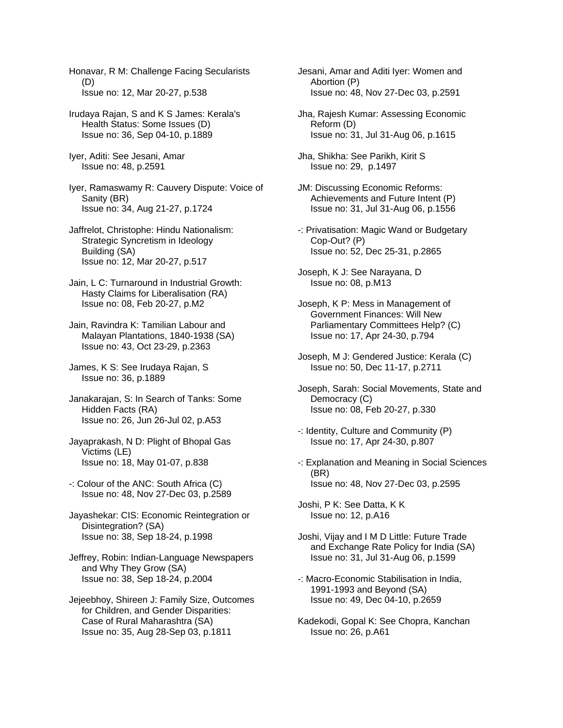Honavar, R M: Challenge Facing Secularists (D)
Issue no: 12, Mar 20-27, p.538

Irudaya Rajan, S and K S James: Kerala's Health Status: Some Issues (D)
Issue no: 36, Sep 04-10, p.1889

Iyer, Aditi: See Jesani, Amar
Issue no: 48, p.2591

Iyer, Ramaswamy R: Cauvery Dispute: Voice of Sanity (BR)
Issue no: 34, Aug 21-27, p.1724

Jaffrelot, Christophe: Hindu Nationalism: Strategic Syncretism in Ideology Building (SA)
Issue no: 12, Mar 20-27, p.517

Jain, L C: Turnaround in Industrial Growth: Hasty Claims for Liberalisation (RA)
Issue no: 08, Feb 20-27, p.M2

Jain, Ravindra K: Tamilian Labour and Malayan Plantations, 1840-1938 (SA)
Issue no: 43, Oct 23-29, p.2363

James, K S: See Irudaya Rajan, S
Issue no: 36, p.1889

Janakarajan, S: In Search of Tanks: Some Hidden Facts (RA)
Issue no: 26, Jun 26-Jul 02, p.A53

Jayaprakash, N D: Plight of Bhopal Gas Victims (LE)
Issue no: 18, May 01-07, p.838

-: Colour of the ANC: South Africa (C)
Issue no: 48, Nov 27-Dec 03, p.2589

Jayashekar: CIS: Economic Reintegration or Disintegration? (SA)
Issue no: 38, Sep 18-24, p.1998

Jeffrey, Robin: Indian-Language Newspapers and Why They Grow (SA)
Issue no: 38, Sep 18-24, p.2004

Jejeebhoy, Shireen J: Family Size, Outcomes for Children, and Gender Disparities: Case of Rural Maharashtra (SA)
Issue no: 35, Aug 28-Sep 03, p.1811

Jesani, Amar and Aditi Iyer: Women and Abortion (P)
Issue no: 48, Nov 27-Dec 03, p.2591

Jha, Rajesh Kumar: Assessing Economic Reform (D)
Issue no: 31, Jul 31-Aug 06, p.1615

Jha, Shikha: See Parikh, Kirit S
Issue no: 29, p.1497

JM: Discussing Economic Reforms: Achievements and Future Intent (P)
Issue no: 31, Jul 31-Aug 06, p.1556

-: Privatisation: Magic Wand or Budgetary Cop-Out? (P)
Issue no: 52, Dec 25-31, p.2865

Joseph, K J: See Narayana, D
Issue no: 08, p.M13

Joseph, K P: Mess in Management of Government Finances: Will New Parliamentary Committees Help? (C)
Issue no: 17, Apr 24-30, p.794

Joseph, M J: Gendered Justice: Kerala (C)
Issue no: 50, Dec 11-17, p.2711

Joseph, Sarah: Social Movements, State and Democracy (C)
Issue no: 08, Feb 20-27, p.330

-: Identity, Culture and Community (P)
Issue no: 17, Apr 24-30, p.807

-: Explanation and Meaning in Social Sciences (BR)
Issue no: 48, Nov 27-Dec 03, p.2595

Joshi, P K: See Datta, K K
Issue no: 12, p.A16

Joshi, Vijay and I M D Little: Future Trade and Exchange Rate Policy for India (SA)
Issue no: 31, Jul 31-Aug 06, p.1599

-: Macro-Economic Stabilisation in India, 1991-1993 and Beyond (SA)
Issue no: 49, Dec 04-10, p.2659

Kadekodi, Gopal K: See Chopra, Kanchan
Issue no: 26, p.A61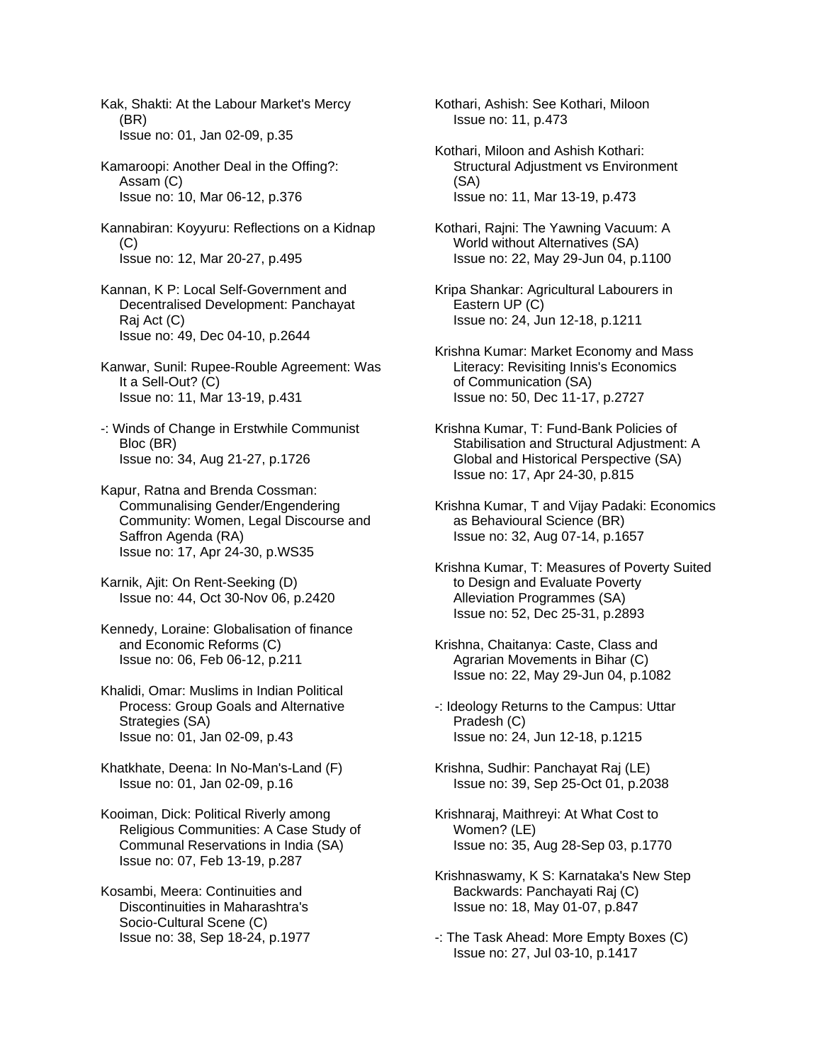Kak, Shakti: At the Labour Market's Mercy (BR)
Issue no: 01, Jan 02-09, p.35

Kamaroopi: Another Deal in the Offing?: Assam (C)
Issue no: 10, Mar 06-12, p.376

Kannabiran: Koyyuru: Reflections on a Kidnap (C)
Issue no: 12, Mar 20-27, p.495

Kannan, K P: Local Self-Government and Decentralised Development: Panchayat Raj Act (C)
Issue no: 49, Dec 04-10, p.2644

Kanwar, Sunil: Rupee-Rouble Agreement: Was It a Sell-Out? (C)
Issue no: 11, Mar 13-19, p.431

-: Winds of Change in Erstwhile Communist Bloc (BR)
Issue no: 34, Aug 21-27, p.1726

Kapur, Ratna and Brenda Cossman: Communalising Gender/Engendering Community: Women, Legal Discourse and Saffron Agenda (RA)
Issue no: 17, Apr 24-30, p.WS35

Karnik, Ajit: On Rent-Seeking (D)
Issue no: 44, Oct 30-Nov 06, p.2420

Kennedy, Loraine: Globalisation of finance and Economic Reforms (C)
Issue no: 06, Feb 06-12, p.211

Khalidi, Omar: Muslims in Indian Political Process: Group Goals and Alternative Strategies (SA)
Issue no: 01, Jan 02-09, p.43

Khatkhate, Deena: In No-Man's-Land (F)
Issue no: 01, Jan 02-09, p.16

Kooiman, Dick: Political Riverly among Religious Communities: A Case Study of Communal Reservations in India (SA)
Issue no: 07, Feb 13-19, p.287

Kosambi, Meera: Continuities and Discontinuities in Maharashtra's Socio-Cultural Scene (C)
Issue no: 38, Sep 18-24, p.1977

Kothari, Ashish: See Kothari, Miloon
Issue no: 11, p.473

Kothari, Miloon and Ashish Kothari: Structural Adjustment vs Environment (SA)
Issue no: 11, Mar 13-19, p.473

Kothari, Rajni: The Yawning Vacuum: A World without Alternatives (SA)
Issue no: 22, May 29-Jun 04, p.1100

Kripa Shankar: Agricultural Labourers in Eastern UP (C)
Issue no: 24, Jun 12-18, p.1211

Krishna Kumar: Market Economy and Mass Literacy: Revisiting Innis's Economics of Communication (SA)
Issue no: 50, Dec 11-17, p.2727

Krishna Kumar, T: Fund-Bank Policies of Stabilisation and Structural Adjustment: A Global and Historical Perspective (SA)
Issue no: 17, Apr 24-30, p.815

Krishna Kumar, T and Vijay Padaki: Economics as Behavioural Science (BR)
Issue no: 32, Aug 07-14, p.1657

Krishna Kumar, T: Measures of Poverty Suited to Design and Evaluate Poverty Alleviation Programmes (SA)
Issue no: 52, Dec 25-31, p.2893

Krishna, Chaitanya: Caste, Class and Agrarian Movements in Bihar (C)
Issue no: 22, May 29-Jun 04, p.1082

-: Ideology Returns to the Campus: Uttar Pradesh (C)
Issue no: 24, Jun 12-18, p.1215

Krishna, Sudhir: Panchayat Raj (LE)
Issue no: 39, Sep 25-Oct 01, p.2038

Krishnaraj, Maithreyi: At What Cost to Women? (LE)
Issue no: 35, Aug 28-Sep 03, p.1770

Krishnaswamy, K S: Karnataka's New Step Backwards: Panchayati Raj (C)
Issue no: 18, May 01-07, p.847

-: The Task Ahead: More Empty Boxes (C)
Issue no: 27, Jul 03-10, p.1417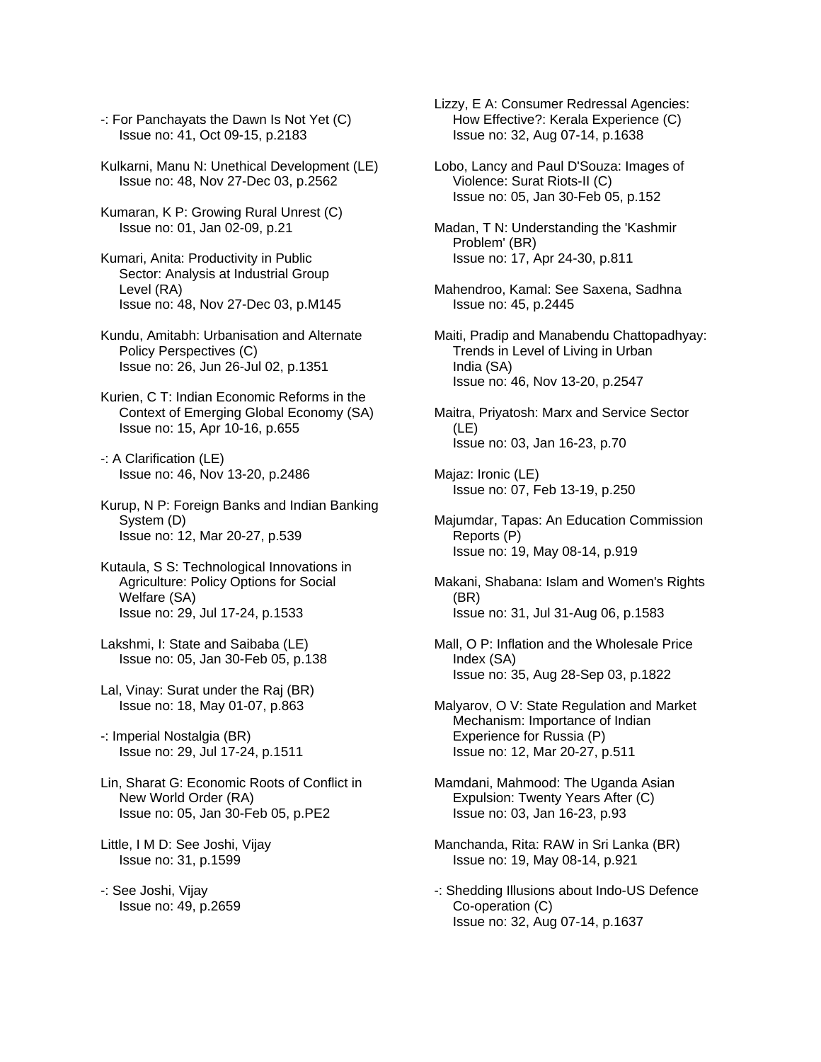-: For Panchayats the Dawn Is Not Yet (C)
Issue no: 41, Oct 09-15, p.2183

Kulkarni, Manu N: Unethical Development (LE)
Issue no: 48, Nov 27-Dec 03, p.2562

Kumaran, K P: Growing Rural Unrest (C)
Issue no: 01, Jan 02-09, p.21

Kumari, Anita: Productivity in Public Sector: Analysis at Industrial Group Level (RA)
Issue no: 48, Nov 27-Dec 03, p.M145

Kundu, Amitabh: Urbanisation and Alternate Policy Perspectives (C)
Issue no: 26, Jun 26-Jul 02, p.1351

Kurien, C T: Indian Economic Reforms in the Context of Emerging Global Economy (SA)
Issue no: 15, Apr 10-16, p.655

-: A Clarification (LE)
Issue no: 46, Nov 13-20, p.2486

Kurup, N P: Foreign Banks and Indian Banking System (D)
Issue no: 12, Mar 20-27, p.539

Kutaula, S S: Technological Innovations in Agriculture: Policy Options for Social Welfare (SA)
Issue no: 29, Jul 17-24, p.1533

Lakshmi, I: State and Saibaba (LE)
Issue no: 05, Jan 30-Feb 05, p.138

Lal, Vinay: Surat under the Raj (BR)
Issue no: 18, May 01-07, p.863

-: Imperial Nostalgia (BR)
Issue no: 29, Jul 17-24, p.1511

Lin, Sharat G: Economic Roots of Conflict in New World Order (RA)
Issue no: 05, Jan 30-Feb 05, p.PE2

Little, I M D: See Joshi, Vijay
Issue no: 31, p.1599

-: See Joshi, Vijay
Issue no: 49, p.2659

Lizzy, E A: Consumer Redressal Agencies: How Effective?: Kerala Experience (C)
Issue no: 32, Aug 07-14, p.1638

Lobo, Lancy and Paul D'Souza: Images of Violence: Surat Riots-II (C)
Issue no: 05, Jan 30-Feb 05, p.152

Madan, T N: Understanding the 'Kashmir Problem' (BR)
Issue no: 17, Apr 24-30, p.811

Mahendroo, Kamal: See Saxena, Sadhna
Issue no: 45, p.2445

Maiti, Pradip and Manabendu Chattopadhyay: Trends in Level of Living in Urban India (SA)
Issue no: 46, Nov 13-20, p.2547

Maitra, Priyatosh: Marx and Service Sector (LE)
Issue no: 03, Jan 16-23, p.70

Majaz: Ironic (LE)
Issue no: 07, Feb 13-19, p.250

Majumdar, Tapas: An Education Commission Reports (P)
Issue no: 19, May 08-14, p.919

Makani, Shabana: Islam and Women's Rights (BR)
Issue no: 31, Jul 31-Aug 06, p.1583

Mall, O P: Inflation and the Wholesale Price Index (SA)
Issue no: 35, Aug 28-Sep 03, p.1822

Malyarov, O V: State Regulation and Market Mechanism: Importance of Indian Experience for Russia (P)
Issue no: 12, Mar 20-27, p.511

Mamdani, Mahmood: The Uganda Asian Expulsion: Twenty Years After (C)
Issue no: 03, Jan 16-23, p.93

Manchanda, Rita: RAW in Sri Lanka (BR)
Issue no: 19, May 08-14, p.921

-: Shedding Illusions about Indo-US Defence Co-operation (C)
Issue no: 32, Aug 07-14, p.1637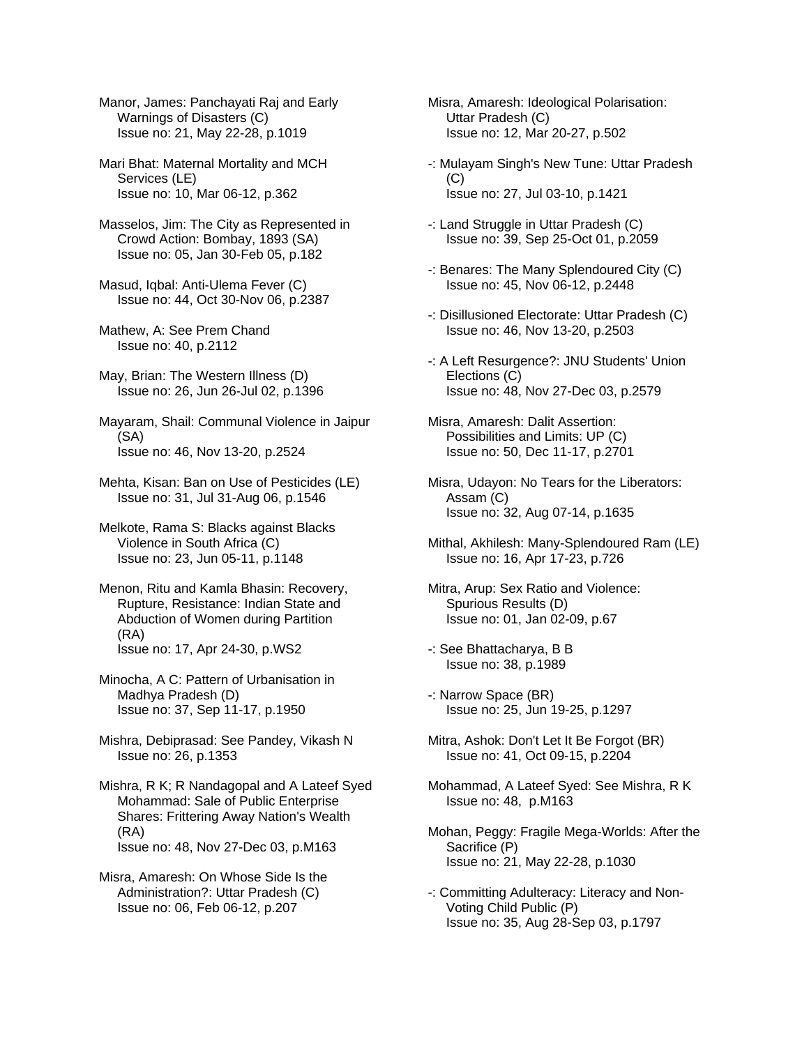Manor, James: Panchayati Raj and Early Warnings of Disasters (C)
Issue no: 21, May 22-28, p.1019

Mari Bhat: Maternal Mortality and MCH Services (LE)
Issue no: 10, Mar 06-12, p.362

Masselos, Jim: The City as Represented in Crowd Action: Bombay, 1893 (SA)
Issue no: 05, Jan 30-Feb 05, p.182

Masud, Iqbal: Anti-Ulema Fever (C)
Issue no: 44, Oct 30-Nov 06, p.2387

Mathew, A: See Prem Chand
Issue no: 40, p.2112

May, Brian: The Western Illness (D)
Issue no: 26, Jun 26-Jul 02, p.1396

Mayaram, Shail: Communal Violence in Jaipur (SA)
Issue no: 46, Nov 13-20, p.2524

Mehta, Kisan: Ban on Use of Pesticides (LE)
Issue no: 31, Jul 31-Aug 06, p.1546

Melkote, Rama S: Blacks against Blacks Violence in South Africa (C)
Issue no: 23, Jun 05-11, p.1148

Menon, Ritu and Kamla Bhasin: Recovery, Rupture, Resistance: Indian State and Abduction of Women during Partition (RA)
Issue no: 17, Apr 24-30, p.WS2

Minocha, A C: Pattern of Urbanisation in Madhya Pradesh (D)
Issue no: 37, Sep 11-17, p.1950

Mishra, Debiprasad: See Pandey, Vikash N
Issue no: 26, p.1353

Mishra, R K; R Nandagopal and A Lateef Syed Mohammad: Sale of Public Enterprise Shares: Frittering Away Nation's Wealth (RA)
Issue no: 48, Nov 27-Dec 03, p.M163

Misra, Amaresh: On Whose Side Is the Administration?: Uttar Pradesh (C)
Issue no: 06, Feb 06-12, p.207

Misra, Amaresh: Ideological Polarisation: Uttar Pradesh (C)
Issue no: 12, Mar 20-27, p.502

-: Mulayam Singh's New Tune: Uttar Pradesh (C)
Issue no: 27, Jul 03-10, p.1421

-: Land Struggle in Uttar Pradesh (C)
Issue no: 39, Sep 25-Oct 01, p.2059

-: Benares: The Many Splendoured City (C)
Issue no: 45, Nov 06-12, p.2448

-: Disillusioned Electorate: Uttar Pradesh (C)
Issue no: 46, Nov 13-20, p.2503

-: A Left Resurgence?: JNU Students' Union Elections (C)
Issue no: 48, Nov 27-Dec 03, p.2579

Misra, Amaresh: Dalit Assertion: Possibilities and Limits: UP (C)
Issue no: 50, Dec 11-17, p.2701

Misra, Udayon: No Tears for the Liberators: Assam (C)
Issue no: 32, Aug 07-14, p.1635

Mithal, Akhilesh: Many-Splendoured Ram (LE)
Issue no: 16, Apr 17-23, p.726

Mitra, Arup: Sex Ratio and Violence: Spurious Results (D)
Issue no: 01, Jan 02-09, p.67

-: See Bhattacharya, B B
Issue no: 38, p.1989

-: Narrow Space (BR)
Issue no: 25, Jun 19-25, p.1297

Mitra, Ashok: Don't Let It Be Forgot (BR)
Issue no: 41, Oct 09-15, p.2204

Mohammad, A Lateef Syed: See Mishra, R K
Issue no: 48, p.M163

Mohan, Peggy: Fragile Mega-Worlds: After the Sacrifice (P)
Issue no: 21, May 22-28, p.1030

-: Committing Adulteracy: Literacy and Non-Voting Child Public (P)
Issue no: 35, Aug 28-Sep 03, p.1797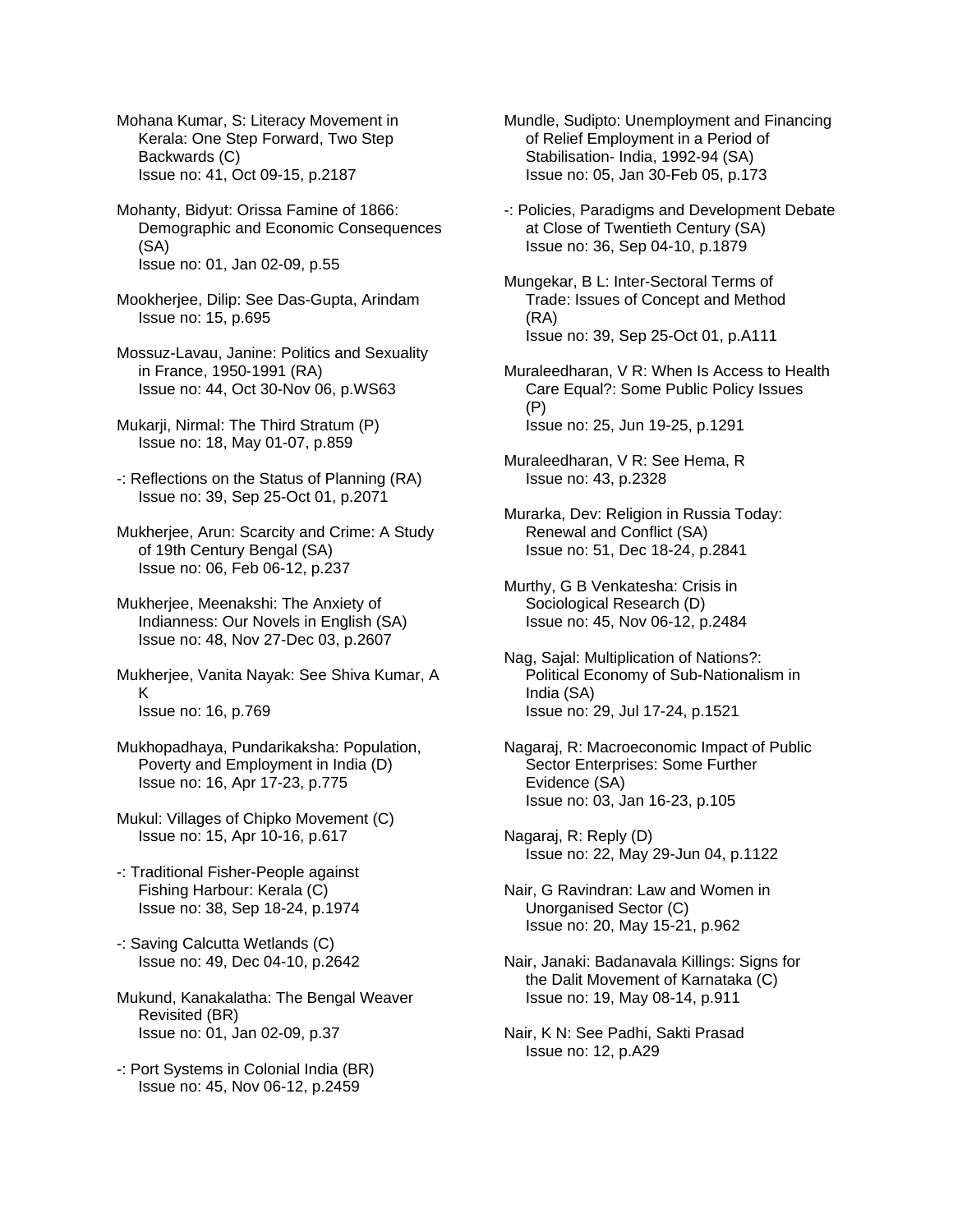Mohana Kumar, S: Literacy Movement in Kerala: One Step Forward, Two Step Backwards (C)
Issue no: 41, Oct 09-15, p.2187

Mohanty, Bidyut: Orissa Famine of 1866: Demographic and Economic Consequences (SA)
Issue no: 01, Jan 02-09, p.55

Mookherjee, Dilip: See Das-Gupta, Arindam
Issue no: 15, p.695

Mossuz-Lavau, Janine: Politics and Sexuality in France, 1950-1991 (RA)
Issue no: 44, Oct 30-Nov 06, p.WS63

Mukarji, Nirmal: The Third Stratum (P)
Issue no: 18, May 01-07, p.859

-: Reflections on the Status of Planning (RA)
Issue no: 39, Sep 25-Oct 01, p.2071

Mukherjee, Arun: Scarcity and Crime: A Study of 19th Century Bengal (SA)
Issue no: 06, Feb 06-12, p.237

Mukherjee, Meenakshi: The Anxiety of Indianness: Our Novels in English (SA)
Issue no: 48, Nov 27-Dec 03, p.2607

Mukherjee, Vanita Nayak: See Shiva Kumar, A K
Issue no: 16, p.769

Mukhopadhaya, Pundarikaksha: Population, Poverty and Employment in India (D)
Issue no: 16, Apr 17-23, p.775

Mukul: Villages of Chipko Movement (C)
Issue no: 15, Apr 10-16, p.617

-: Traditional Fisher-People against Fishing Harbour: Kerala (C)
Issue no: 38, Sep 18-24, p.1974

-: Saving Calcutta Wetlands (C)
Issue no: 49, Dec 04-10, p.2642

Mukund, Kanakalatha: The Bengal Weaver Revisited (BR)
Issue no: 01, Jan 02-09, p.37

-: Port Systems in Colonial India (BR)
Issue no: 45, Nov 06-12, p.2459

Mundle, Sudipto: Unemployment and Financing of Relief Employment in a Period of Stabilisation- India, 1992-94 (SA)
Issue no: 05, Jan 30-Feb 05, p.173

-: Policies, Paradigms and Development Debate at Close of Twentieth Century (SA)
Issue no: 36, Sep 04-10, p.1879

Mungekar, B L: Inter-Sectoral Terms of Trade: Issues of Concept and Method (RA)
Issue no: 39, Sep 25-Oct 01, p.A111

Muraleedharan, V R: When Is Access to Health Care Equal?: Some Public Policy Issues (P)
Issue no: 25, Jun 19-25, p.1291

Muraleedharan, V R: See Hema, R
Issue no: 43, p.2328

Murarka, Dev: Religion in Russia Today: Renewal and Conflict (SA)
Issue no: 51, Dec 18-24, p.2841

Murthy, G B Venkatesha: Crisis in Sociological Research (D)
Issue no: 45, Nov 06-12, p.2484

Nag, Sajal: Multiplication of Nations?: Political Economy of Sub-Nationalism in India (SA)
Issue no: 29, Jul 17-24, p.1521

Nagaraj, R: Macroeconomic Impact of Public Sector Enterprises: Some Further Evidence (SA)
Issue no: 03, Jan 16-23, p.105

Nagaraj, R: Reply (D)
Issue no: 22, May 29-Jun 04, p.1122

Nair, G Ravindran: Law and Women in Unorganised Sector (C)
Issue no: 20, May 15-21, p.962

Nair, Janaki: Badanavala Killings: Signs for the Dalit Movement of Karnataka (C)
Issue no: 19, May 08-14, p.911

Nair, K N: See Padhi, Sakti Prasad
Issue no: 12, p.A29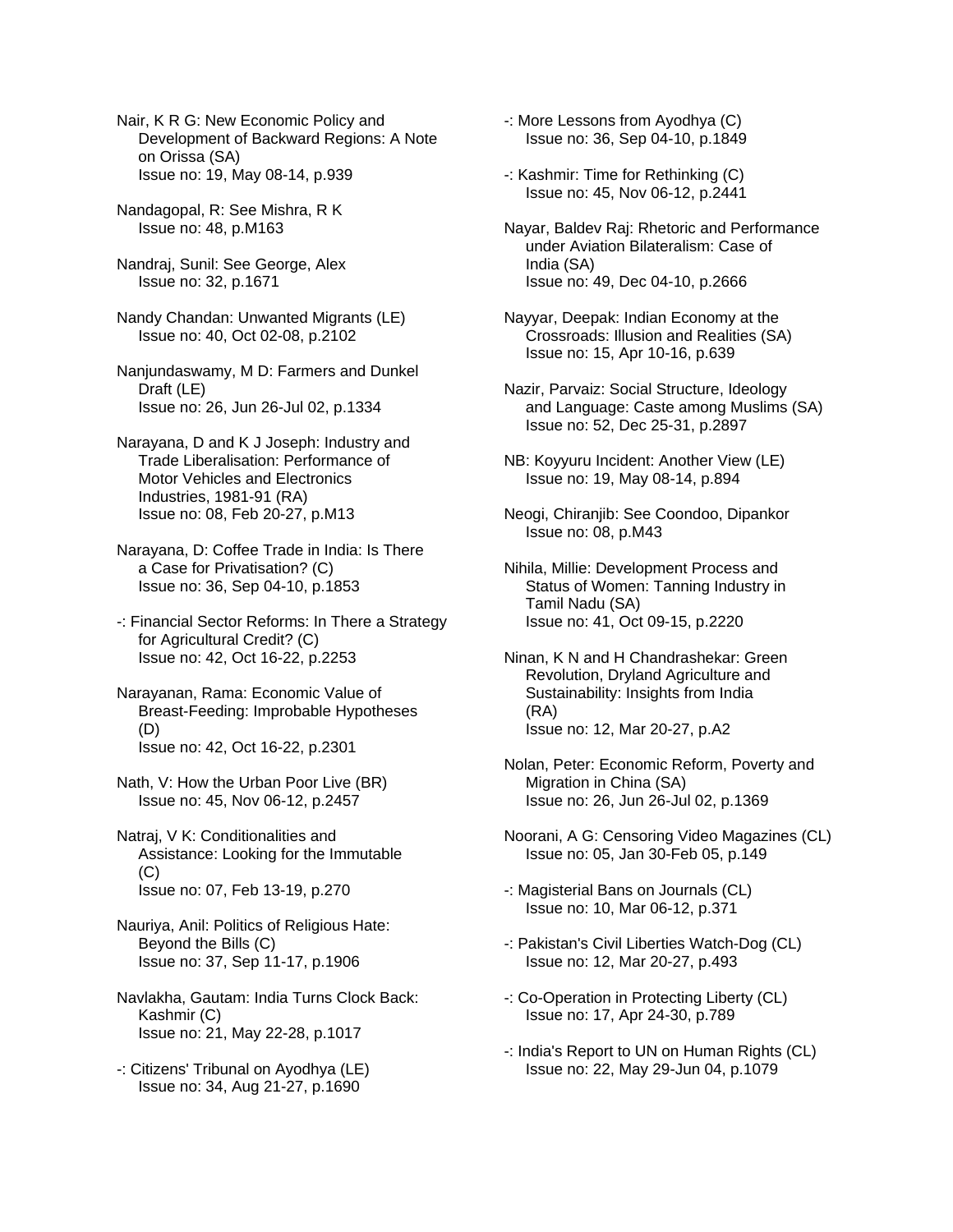Nair, K R G: New Economic Policy and Development of Backward Regions: A Note on Orissa (SA)
Issue no: 19, May 08-14, p.939

Nandagopal, R: See Mishra, R K
Issue no: 48, p.M163

Nandraj, Sunil: See George, Alex
Issue no: 32, p.1671

Nandy Chandan: Unwanted Migrants (LE)
Issue no: 40, Oct 02-08, p.2102

Nanjundaswamy, M D: Farmers and Dunkel Draft (LE)
Issue no: 26, Jun 26-Jul 02, p.1334

Narayana, D and K J Joseph: Industry and Trade Liberalisation: Performance of Motor Vehicles and Electronics Industries, 1981-91 (RA)
Issue no: 08, Feb 20-27, p.M13

Narayana, D: Coffee Trade in India: Is There a Case for Privatisation? (C)
Issue no: 36, Sep 04-10, p.1853

-: Financial Sector Reforms: In There a Strategy for Agricultural Credit? (C)
Issue no: 42, Oct 16-22, p.2253

Narayanan, Rama: Economic Value of Breast-Feeding: Improbable Hypotheses (D)
Issue no: 42, Oct 16-22, p.2301

Nath, V: How the Urban Poor Live (BR)
Issue no: 45, Nov 06-12, p.2457

Natraj, V K: Conditionalities and Assistance: Looking for the Immutable (C)
Issue no: 07, Feb 13-19, p.270

Nauriya, Anil: Politics of Religious Hate: Beyond the Bills (C)
Issue no: 37, Sep 11-17, p.1906

Navlakha, Gautam: India Turns Clock Back: Kashmir (C)
Issue no: 21, May 22-28, p.1017

-: Citizens' Tribunal on Ayodhya (LE)
Issue no: 34, Aug 21-27, p.1690

-: More Lessons from Ayodhya (C)
Issue no: 36, Sep 04-10, p.1849

-: Kashmir: Time for Rethinking (C)
Issue no: 45, Nov 06-12, p.2441

Nayar, Baldev Raj: Rhetoric and Performance under Aviation Bilateralism: Case of India (SA)
Issue no: 49, Dec 04-10, p.2666

Nayyar, Deepak: Indian Economy at the Crossroads: Illusion and Realities (SA)
Issue no: 15, Apr 10-16, p.639

Nazir, Parvaiz: Social Structure, Ideology and Language: Caste among Muslims (SA)
Issue no: 52, Dec 25-31, p.2897

NB: Koyyuru Incident: Another View (LE)
Issue no: 19, May 08-14, p.894

Neogi, Chiranjib: See Coondoo, Dipankor
Issue no: 08, p.M43

Nihila, Millie: Development Process and Status of Women: Tanning Industry in Tamil Nadu (SA)
Issue no: 41, Oct 09-15, p.2220

Ninan, K N and H Chandrashekar: Green Revolution, Dryland Agriculture and Sustainability: Insights from India (RA)
Issue no: 12, Mar 20-27, p.A2

Nolan, Peter: Economic Reform, Poverty and Migration in China (SA)
Issue no: 26, Jun 26-Jul 02, p.1369

Noorani, A G: Censoring Video Magazines (CL)
Issue no: 05, Jan 30-Feb 05, p.149

-: Magisterial Bans on Journals (CL)
Issue no: 10, Mar 06-12, p.371

-: Pakistan's Civil Liberties Watch-Dog (CL)
Issue no: 12, Mar 20-27, p.493

-: Co-Operation in Protecting Liberty (CL)
Issue no: 17, Apr 24-30, p.789

-: India's Report to UN on Human Rights (CL)
Issue no: 22, May 29-Jun 04, p.1079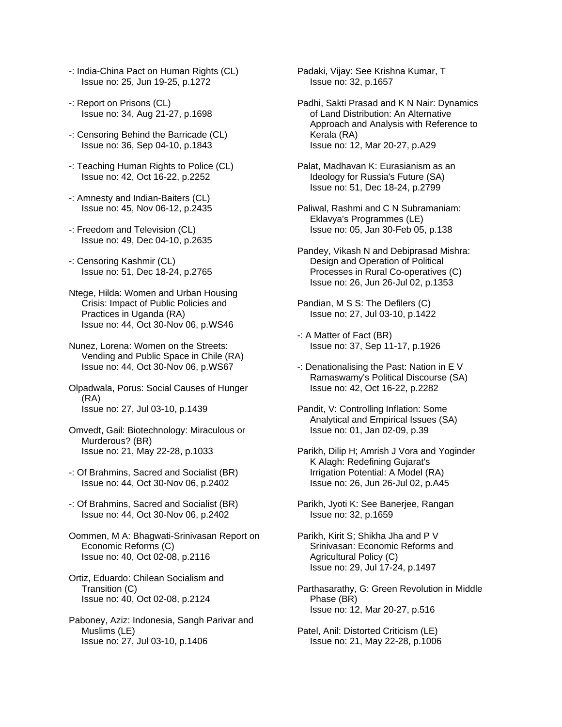-: India-China Pact on Human Rights (CL)
Issue no: 25, Jun 19-25, p.1272

-: Report on Prisons (CL)
Issue no: 34, Aug 21-27, p.1698

-: Censoring Behind the Barricade (CL)
Issue no: 36, Sep 04-10, p.1843

-: Teaching Human Rights to Police (CL)
Issue no: 42, Oct 16-22, p.2252

-: Amnesty and Indian-Baiters (CL)
Issue no: 45, Nov 06-12, p.2435

-: Freedom and Television (CL)
Issue no: 49, Dec 04-10, p.2635

-: Censoring Kashmir (CL)
Issue no: 51, Dec 18-24, p.2765

Ntege, Hilda: Women and Urban Housing Crisis: Impact of Public Policies and Practices in Uganda (RA)
Issue no: 44, Oct 30-Nov 06, p.WS46

Nunez, Lorena: Women on the Streets: Vending and Public Space in Chile (RA)
Issue no: 44, Oct 30-Nov 06, p.WS67

Olpadwala, Porus: Social Causes of Hunger (RA)
Issue no: 27, Jul 03-10, p.1439

Omvedt, Gail: Biotechnology: Miraculous or Murderous? (BR)
Issue no: 21, May 22-28, p.1033

-: Of Brahmins, Sacred and Socialist (BR)
Issue no: 44, Oct 30-Nov 06, p.2402

-: Of Brahmins, Sacred and Socialist (BR)
Issue no: 44, Oct 30-Nov 06, p.2402

Oommen, M A: Bhagwati-Srinivasan Report on Economic Reforms (C)
Issue no: 40, Oct 02-08, p.2116

Ortiz, Eduardo: Chilean Socialism and Transition (C)
Issue no: 40, Oct 02-08, p.2124

Paboney, Aziz: Indonesia, Sangh Parivar and Muslims (LE)
Issue no: 27, Jul 03-10, p.1406

Padaki, Vijay: See Krishna Kumar, T
Issue no: 32, p.1657

Padhi, Sakti Prasad and K N Nair: Dynamics of Land Distribution: An Alternative Approach and Analysis with Reference to Kerala (RA)
Issue no: 12, Mar 20-27, p.A29

Palat, Madhavan K: Eurasianism as an Ideology for Russia's Future (SA)
Issue no: 51, Dec 18-24, p.2799

Paliwal, Rashmi and C N Subramaniam: Eklavya's Programmes (LE)
Issue no: 05, Jan 30-Feb 05, p.138

Pandey, Vikash N and Debiprasad Mishra: Design and Operation of Political Processes in Rural Co-operatives (C)
Issue no: 26, Jun 26-Jul 02, p.1353

Pandian, M S S: The Defilers (C)
Issue no: 27, Jul 03-10, p.1422

-: A Matter of Fact (BR)
Issue no: 37, Sep 11-17, p.1926

-: Denationalising the Past: Nation in E V Ramaswamy's Political Discourse (SA)
Issue no: 42, Oct 16-22, p.2282

Pandit, V: Controlling Inflation: Some Analytical and Empirical Issues (SA)
Issue no: 01, Jan 02-09, p.39

Parikh, Dilip H; Amrish J Vora and Yoginder K Alagh: Redefining Gujarat's Irrigation Potential: A Model (RA)
Issue no: 26, Jun 26-Jul 02, p.A45

Parikh, Jyoti K: See Banerjee, Rangan
Issue no: 32, p.1659

Parikh, Kirit S; Shikha Jha and P V Srinivasan: Economic Reforms and Agricultural Policy (C)
Issue no: 29, Jul 17-24, p.1497

Parthasarathy, G: Green Revolution in Middle Phase (BR)
Issue no: 12, Mar 20-27, p.516

Patel, Anil: Distorted Criticism (LE)
Issue no: 21, May 22-28, p.1006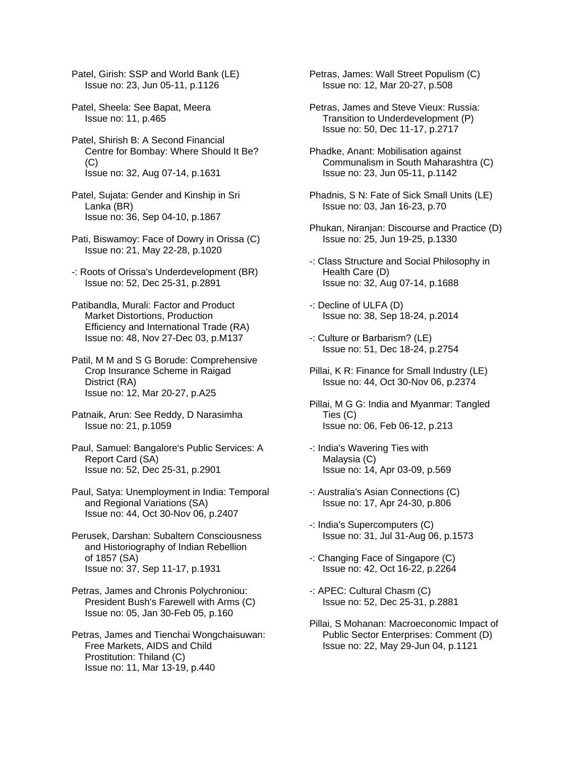Patel, Girish: SSP and World Bank (LE)
Issue no: 23, Jun 05-11, p.1126

Patel, Sheela: See Bapat, Meera
Issue no: 11, p.465

Patel, Shirish B: A Second Financial Centre for Bombay: Where Should It Be? (C)
Issue no: 32, Aug 07-14, p.1631

Patel, Sujata: Gender and Kinship in Sri Lanka (BR)
Issue no: 36, Sep 04-10, p.1867

Pati, Biswamoy: Face of Dowry in Orissa (C)
Issue no: 21, May 22-28, p.1020

-: Roots of Orissa's Underdevelopment (BR)
Issue no: 52, Dec 25-31, p.2891

Patibandla, Murali: Factor and Product Market Distortions, Production Efficiency and International Trade (RA)
Issue no: 48, Nov 27-Dec 03, p.M137

Patil, M M and S G Borude: Comprehensive Crop Insurance Scheme in Raigad District (RA)
Issue no: 12, Mar 20-27, p.A25

Patnaik, Arun: See Reddy, D Narasimha
Issue no: 21, p.1059

Paul, Samuel: Bangalore's Public Services: A Report Card (SA)
Issue no: 52, Dec 25-31, p.2901

Paul, Satya: Unemployment in India: Temporal and Regional Variations (SA)
Issue no: 44, Oct 30-Nov 06, p.2407

Perusek, Darshan: Subaltern Consciousness and Historiography of Indian Rebellion of 1857 (SA)
Issue no: 37, Sep 11-17, p.1931

Petras, James and Chronis Polychroniou: President Bush's Farewell with Arms (C)
Issue no: 05, Jan 30-Feb 05, p.160

Petras, James and Tienchai Wongchaisuwan: Free Markets, AIDS and Child Prostitution: Thiland (C)
Issue no: 11, Mar 13-19, p.440

Petras, James: Wall Street Populism (C)
Issue no: 12, Mar 20-27, p.508

Petras, James and Steve Vieux: Russia: Transition to Underdevelopment (P)
Issue no: 50, Dec 11-17, p.2717

Phadke, Anant: Mobilisation against Communalism in South Maharashtra (C)
Issue no: 23, Jun 05-11, p.1142

Phadnis, S N: Fate of Sick Small Units (LE)
Issue no: 03, Jan 16-23, p.70

Phukan, Niranjan: Discourse and Practice (D)
Issue no: 25, Jun 19-25, p.1330

-: Class Structure and Social Philosophy in Health Care (D)
Issue no: 32, Aug 07-14, p.1688

-: Decline of ULFA (D)
Issue no: 38, Sep 18-24, p.2014

-: Culture or Barbarism? (LE)
Issue no: 51, Dec 18-24, p.2754

Pillai, K R: Finance for Small Industry (LE)
Issue no: 44, Oct 30-Nov 06, p.2374

Pillai, M G G: India and Myanmar: Tangled Ties (C)
Issue no: 06, Feb 06-12, p.213

-: India's Wavering Ties with Malaysia (C)
Issue no: 14, Apr 03-09, p.569

-: Australia's Asian Connections (C)
Issue no: 17, Apr 24-30, p.806

-: India's Supercomputers (C)
Issue no: 31, Jul 31-Aug 06, p.1573

-: Changing Face of Singapore (C)
Issue no: 42, Oct 16-22, p.2264

-: APEC: Cultural Chasm (C)
Issue no: 52, Dec 25-31, p.2881

Pillai, S Mohanan: Macroeconomic Impact of Public Sector Enterprises: Comment (D)
Issue no: 22, May 29-Jun 04, p.1121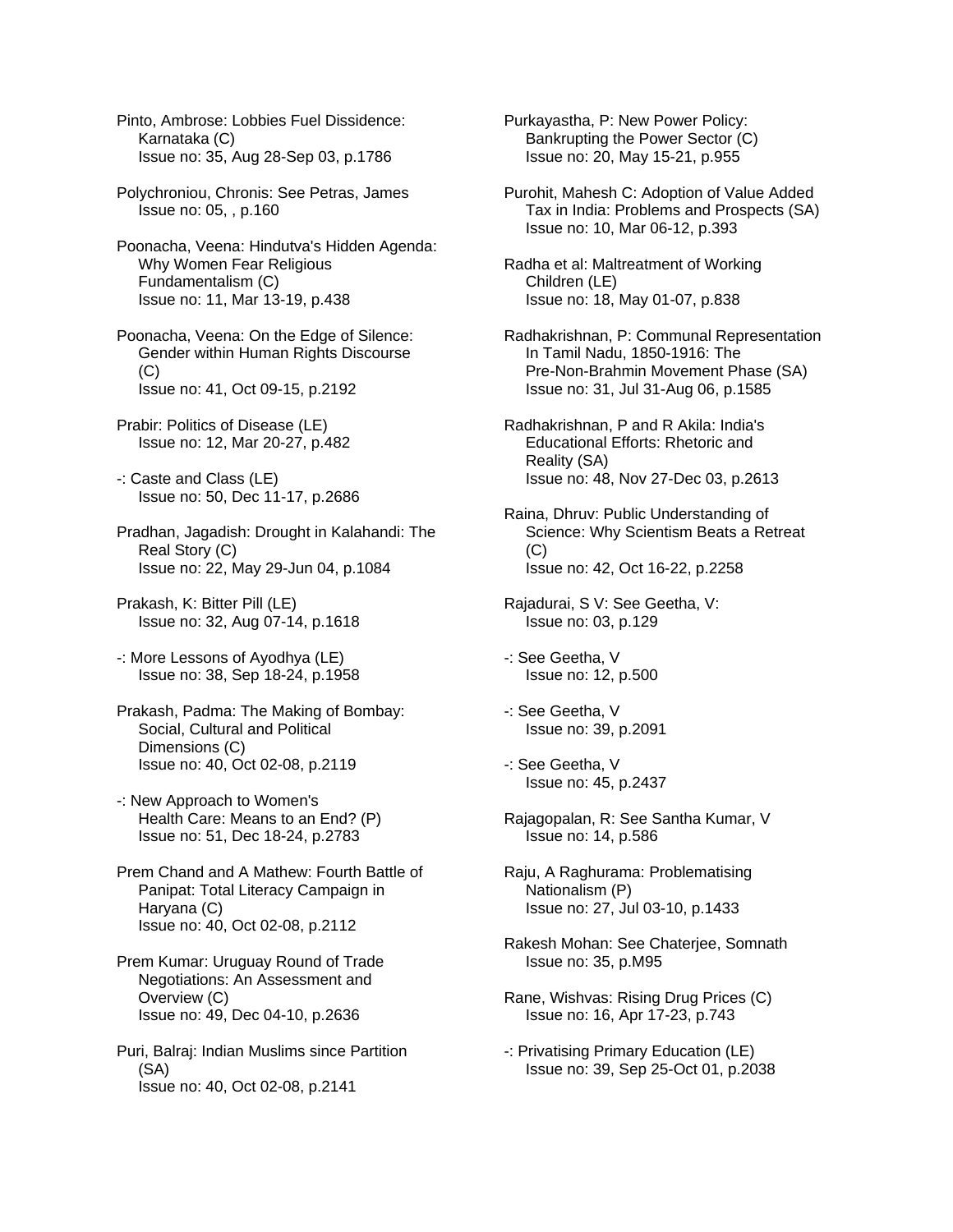Pinto, Ambrose: Lobbies Fuel Dissidence: Karnataka (C)
Issue no: 35, Aug 28-Sep 03, p.1786

Polychroniou, Chronis: See Petras, James
Issue no: 05, , p.160

Poonacha, Veena: Hindutva's Hidden Agenda: Why Women Fear Religious Fundamentalism (C)
Issue no: 11, Mar 13-19, p.438

Poonacha, Veena: On the Edge of Silence: Gender within Human Rights Discourse (C)
Issue no: 41, Oct 09-15, p.2192

Prabir: Politics of Disease (LE)
Issue no: 12, Mar 20-27, p.482

-: Caste and Class (LE)
Issue no: 50, Dec 11-17, p.2686

Pradhan, Jagadish: Drought in Kalahandi: The Real Story (C)
Issue no: 22, May 29-Jun 04, p.1084

Prakash, K: Bitter Pill (LE)
Issue no: 32, Aug 07-14, p.1618

-: More Lessons of Ayodhya (LE)
Issue no: 38, Sep 18-24, p.1958

Prakash, Padma: The Making of Bombay: Social, Cultural and Political Dimensions (C)
Issue no: 40, Oct 02-08, p.2119

-: New Approach to Women's Health Care: Means to an End? (P)
Issue no: 51, Dec 18-24, p.2783

Prem Chand and A Mathew: Fourth Battle of Panipat: Total Literacy Campaign in Haryana (C)
Issue no: 40, Oct 02-08, p.2112

Prem Kumar: Uruguay Round of Trade Negotiations: An Assessment and Overview (C)
Issue no: 49, Dec 04-10, p.2636

Puri, Balraj: Indian Muslims since Partition (SA)
Issue no: 40, Oct 02-08, p.2141

Purkayastha, P: New Power Policy: Bankrupting the Power Sector (C)
Issue no: 20, May 15-21, p.955

Purohit, Mahesh C: Adoption of Value Added Tax in India: Problems and Prospects (SA)
Issue no: 10, Mar 06-12, p.393

Radha et al: Maltreatment of Working Children (LE)
Issue no: 18, May 01-07, p.838

Radhakrishnan, P: Communal Representation In Tamil Nadu, 1850-1916: The Pre-Non-Brahmin Movement Phase (SA)
Issue no: 31, Jul 31-Aug 06, p.1585

Radhakrishnan, P and R Akila: India's Educational Efforts: Rhetoric and Reality (SA)
Issue no: 48, Nov 27-Dec 03, p.2613

Raina, Dhruv: Public Understanding of Science: Why Scientism Beats a Retreat (C)
Issue no: 42, Oct 16-22, p.2258

Rajadurai, S V: See Geetha, V:
Issue no: 03, p.129

-: See Geetha, V
Issue no: 12, p.500

-: See Geetha, V
Issue no: 39, p.2091

-: See Geetha, V
Issue no: 45, p.2437

Rajagopalan, R: See Santha Kumar, V
Issue no: 14, p.586

Raju, A Raghurama: Problematising Nationalism (P)
Issue no: 27, Jul 03-10, p.1433

Rakesh Mohan: See Chaterjee, Somnath
Issue no: 35, p.M95

Rane, Wishvas: Rising Drug Prices (C)
Issue no: 16, Apr 17-23, p.743

-: Privatising Primary Education (LE)
Issue no: 39, Sep 25-Oct 01, p.2038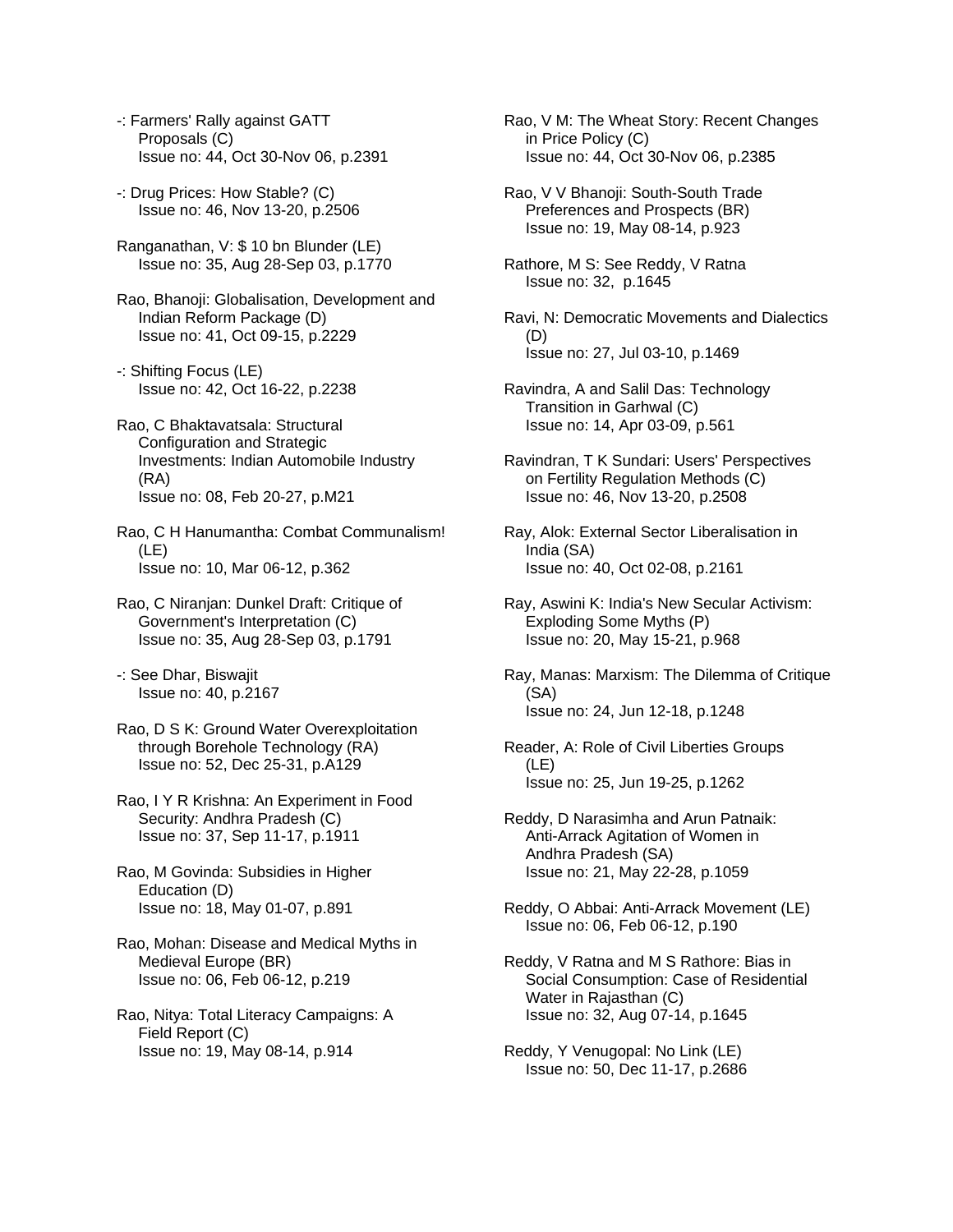-: Farmers' Rally against GATT Proposals (C)
Issue no: 44, Oct 30-Nov 06, p.2391

-: Drug Prices: How Stable? (C)
Issue no: 46, Nov 13-20, p.2506

Ranganathan, V: $ 10 bn Blunder (LE)
Issue no: 35, Aug 28-Sep 03, p.1770

Rao, Bhanoji: Globalisation, Development and Indian Reform Package (D)
Issue no: 41, Oct 09-15, p.2229

-: Shifting Focus (LE)
Issue no: 42, Oct 16-22, p.2238

Rao, C Bhaktavatsala: Structural Configuration and Strategic Investments: Indian Automobile Industry (RA)
Issue no: 08, Feb 20-27, p.M21

Rao, C H Hanumantha: Combat Communalism! (LE)
Issue no: 10, Mar 06-12, p.362

Rao, C Niranjan: Dunkel Draft: Critique of Government's Interpretation (C)
Issue no: 35, Aug 28-Sep 03, p.1791

-: See Dhar, Biswajit
Issue no: 40, p.2167

Rao, D S K: Ground Water Overexploitation through Borehole Technology (RA)
Issue no: 52, Dec 25-31, p.A129

Rao, I Y R Krishna: An Experiment in Food Security: Andhra Pradesh (C)
Issue no: 37, Sep 11-17, p.1911

Rao, M Govinda: Subsidies in Higher Education (D)
Issue no: 18, May 01-07, p.891

Rao, Mohan: Disease and Medical Myths in Medieval Europe (BR)
Issue no: 06, Feb 06-12, p.219

Rao, Nitya: Total Literacy Campaigns: A Field Report (C)
Issue no: 19, May 08-14, p.914

Rao, V M: The Wheat Story: Recent Changes in Price Policy (C)
Issue no: 44, Oct 30-Nov 06, p.2385

Rao, V V Bhanoji: South-South Trade Preferences and Prospects (BR)
Issue no: 19, May 08-14, p.923

Rathore, M S: See Reddy, V Ratna
Issue no: 32, p.1645

Ravi, N: Democratic Movements and Dialectics (D)
Issue no: 27, Jul 03-10, p.1469

Ravindra, A and Salil Das: Technology Transition in Garhwal (C)
Issue no: 14, Apr 03-09, p.561

Ravindran, T K Sundari: Users' Perspectives on Fertility Regulation Methods (C)
Issue no: 46, Nov 13-20, p.2508

Ray, Alok: External Sector Liberalisation in India (SA)
Issue no: 40, Oct 02-08, p.2161

Ray, Aswini K: India's New Secular Activism: Exploding Some Myths (P)
Issue no: 20, May 15-21, p.968

Ray, Manas: Marxism: The Dilemma of Critique (SA)
Issue no: 24, Jun 12-18, p.1248

Reader, A: Role of Civil Liberties Groups (LE)
Issue no: 25, Jun 19-25, p.1262

Reddy, D Narasimha and Arun Patnaik: Anti-Arrack Agitation of Women in Andhra Pradesh (SA)
Issue no: 21, May 22-28, p.1059

Reddy, O Abbai: Anti-Arrack Movement (LE)
Issue no: 06, Feb 06-12, p.190

Reddy, V Ratna and M S Rathore: Bias in Social Consumption: Case of Residential Water in Rajasthan (C)
Issue no: 32, Aug 07-14, p.1645

Reddy, Y Venugopal: No Link (LE)
Issue no: 50, Dec 11-17, p.2686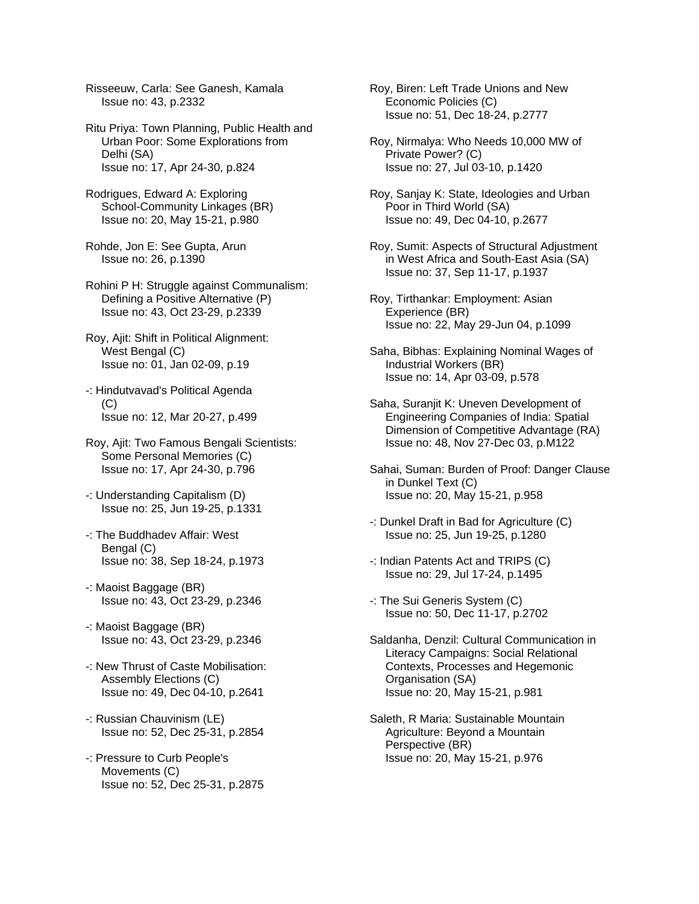Risseeuw, Carla: See Ganesh, Kamala
Issue no: 43, p.2332

Ritu Priya: Town Planning, Public Health and Urban Poor: Some Explorations from Delhi (SA)
Issue no: 17, Apr 24-30, p.824

Rodrigues, Edward A: Exploring School-Community Linkages (BR)
Issue no: 20, May 15-21, p.980

Rohde, Jon E: See Gupta, Arun
Issue no: 26, p.1390

Rohini P H: Struggle against Communalism: Defining a Positive Alternative (P)
Issue no: 43, Oct 23-29, p.2339

Roy, Ajit: Shift in Political Alignment: West Bengal (C)
Issue no: 01, Jan 02-09, p.19

-: Hindutvavad's Political Agenda (C)
Issue no: 12, Mar 20-27, p.499

Roy, Ajit: Two Famous Bengali Scientists: Some Personal Memories (C)
Issue no: 17, Apr 24-30, p.796

-: Understanding Capitalism (D)
Issue no: 25, Jun 19-25, p.1331

-: The Buddhadev Affair: West Bengal (C)
Issue no: 38, Sep 18-24, p.1973

-: Maoist Baggage (BR)
Issue no: 43, Oct 23-29, p.2346

-: Maoist Baggage (BR)
Issue no: 43, Oct 23-29, p.2346

-: New Thrust of Caste Mobilisation: Assembly Elections (C)
Issue no: 49, Dec 04-10, p.2641

-: Russian Chauvinism (LE)
Issue no: 52, Dec 25-31, p.2854

-: Pressure to Curb People's Movements (C)
Issue no: 52, Dec 25-31, p.2875

Roy, Biren: Left Trade Unions and New Economic Policies (C)
Issue no: 51, Dec 18-24, p.2777

Roy, Nirmalya: Who Needs 10,000 MW of Private Power? (C)
Issue no: 27, Jul 03-10, p.1420

Roy, Sanjay K: State, Ideologies and Urban Poor in Third World (SA)
Issue no: 49, Dec 04-10, p.2677

Roy, Sumit: Aspects of Structural Adjustment in West Africa and South-East Asia (SA)
Issue no: 37, Sep 11-17, p.1937

Roy, Tirthankar: Employment: Asian Experience (BR)
Issue no: 22, May 29-Jun 04, p.1099

Saha, Bibhas: Explaining Nominal Wages of Industrial Workers (BR)
Issue no: 14, Apr 03-09, p.578

Saha, Suranjit K: Uneven Development of Engineering Companies of India: Spatial Dimension of Competitive Advantage (RA)
Issue no: 48, Nov 27-Dec 03, p.M122

Sahai, Suman: Burden of Proof: Danger Clause in Dunkel Text (C)
Issue no: 20, May 15-21, p.958

-: Dunkel Draft in Bad for Agriculture (C)
Issue no: 25, Jun 19-25, p.1280

-: Indian Patents Act and TRIPS (C)
Issue no: 29, Jul 17-24, p.1495

-: The Sui Generis System (C)
Issue no: 50, Dec 11-17, p.2702

Saldanha, Denzil: Cultural Communication in Literacy Campaigns: Social Relational Contexts, Processes and Hegemonic Organisation (SA)
Issue no: 20, May 15-21, p.981

Saleth, R Maria: Sustainable Mountain Agriculture: Beyond a Mountain Perspective (BR)
Issue no: 20, May 15-21, p.976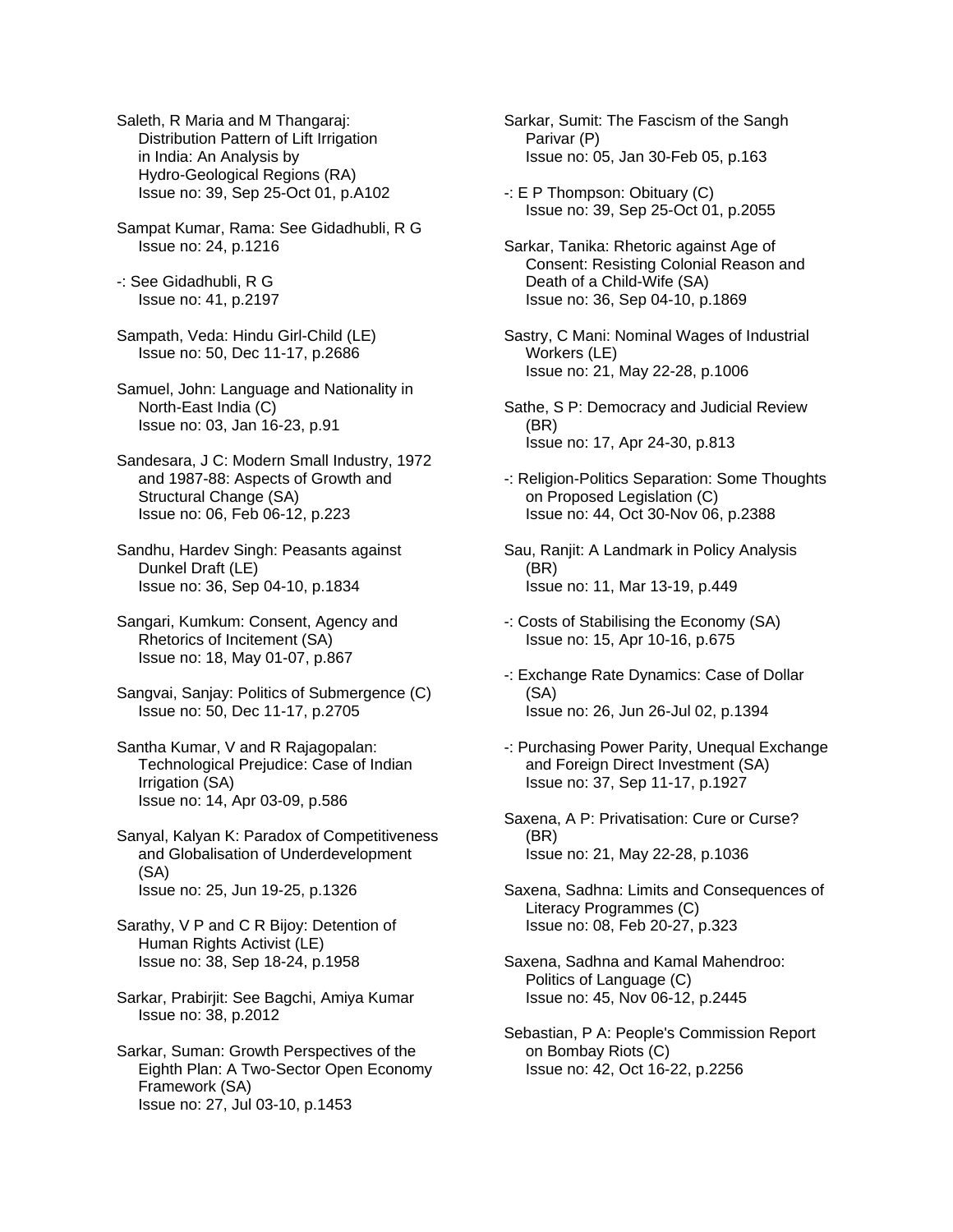Saleth, R Maria and M Thangaraj: Distribution Pattern of Lift Irrigation in India: An Analysis by Hydro-Geological Regions (RA)
Issue no: 39, Sep 25-Oct 01, p.A102

Sampat Kumar, Rama: See Gidadhubli, R G
Issue no: 24, p.1216

-: See Gidadhubli, R G
Issue no: 41, p.2197

Sampath, Veda: Hindu Girl-Child (LE)
Issue no: 50, Dec 11-17, p.2686

Samuel, John: Language and Nationality in North-East India (C)
Issue no: 03, Jan 16-23, p.91

Sandesara, J C: Modern Small Industry, 1972 and 1987-88: Aspects of Growth and Structural Change (SA)
Issue no: 06, Feb 06-12, p.223

Sandhu, Hardev Singh: Peasants against Dunkel Draft (LE)
Issue no: 36, Sep 04-10, p.1834

Sangari, Kumkum: Consent, Agency and Rhetorics of Incitement (SA)
Issue no: 18, May 01-07, p.867

Sangvai, Sanjay: Politics of Submergence (C)
Issue no: 50, Dec 11-17, p.2705

Santha Kumar, V and R Rajagopalan: Technological Prejudice: Case of Indian Irrigation (SA)
Issue no: 14, Apr 03-09, p.586

Sanyal, Kalyan K: Paradox of Competitiveness and Globalisation of Underdevelopment (SA)
Issue no: 25, Jun 19-25, p.1326

Sarathy, V P and C R Bijoy: Detention of Human Rights Activist (LE)
Issue no: 38, Sep 18-24, p.1958

Sarkar, Prabirjit: See Bagchi, Amiya Kumar
Issue no: 38, p.2012

Sarkar, Suman: Growth Perspectives of the Eighth Plan: A Two-Sector Open Economy Framework (SA)
Issue no: 27, Jul 03-10, p.1453

Sarkar, Sumit: The Fascism of the Sangh Parivar (P)
Issue no: 05, Jan 30-Feb 05, p.163

-: E P Thompson: Obituary (C)
Issue no: 39, Sep 25-Oct 01, p.2055

Sarkar, Tanika: Rhetoric against Age of Consent: Resisting Colonial Reason and Death of a Child-Wife (SA)
Issue no: 36, Sep 04-10, p.1869

Sastry, C Mani: Nominal Wages of Industrial Workers (LE)
Issue no: 21, May 22-28, p.1006

Sathe, S P: Democracy and Judicial Review (BR)
Issue no: 17, Apr 24-30, p.813

-: Religion-Politics Separation: Some Thoughts on Proposed Legislation (C)
Issue no: 44, Oct 30-Nov 06, p.2388

Sau, Ranjit: A Landmark in Policy Analysis (BR)
Issue no: 11, Mar 13-19, p.449

-: Costs of Stabilising the Economy (SA)
Issue no: 15, Apr 10-16, p.675

-: Exchange Rate Dynamics: Case of Dollar (SA)
Issue no: 26, Jun 26-Jul 02, p.1394

-: Purchasing Power Parity, Unequal Exchange and Foreign Direct Investment (SA)
Issue no: 37, Sep 11-17, p.1927

Saxena, A P: Privatisation: Cure or Curse? (BR)
Issue no: 21, May 22-28, p.1036

Saxena, Sadhna: Limits and Consequences of Literacy Programmes (C)
Issue no: 08, Feb 20-27, p.323

Saxena, Sadhna and Kamal Mahendroo: Politics of Language (C)
Issue no: 45, Nov 06-12, p.2445

Sebastian, P A: People's Commission Report on Bombay Riots (C)
Issue no: 42, Oct 16-22, p.2256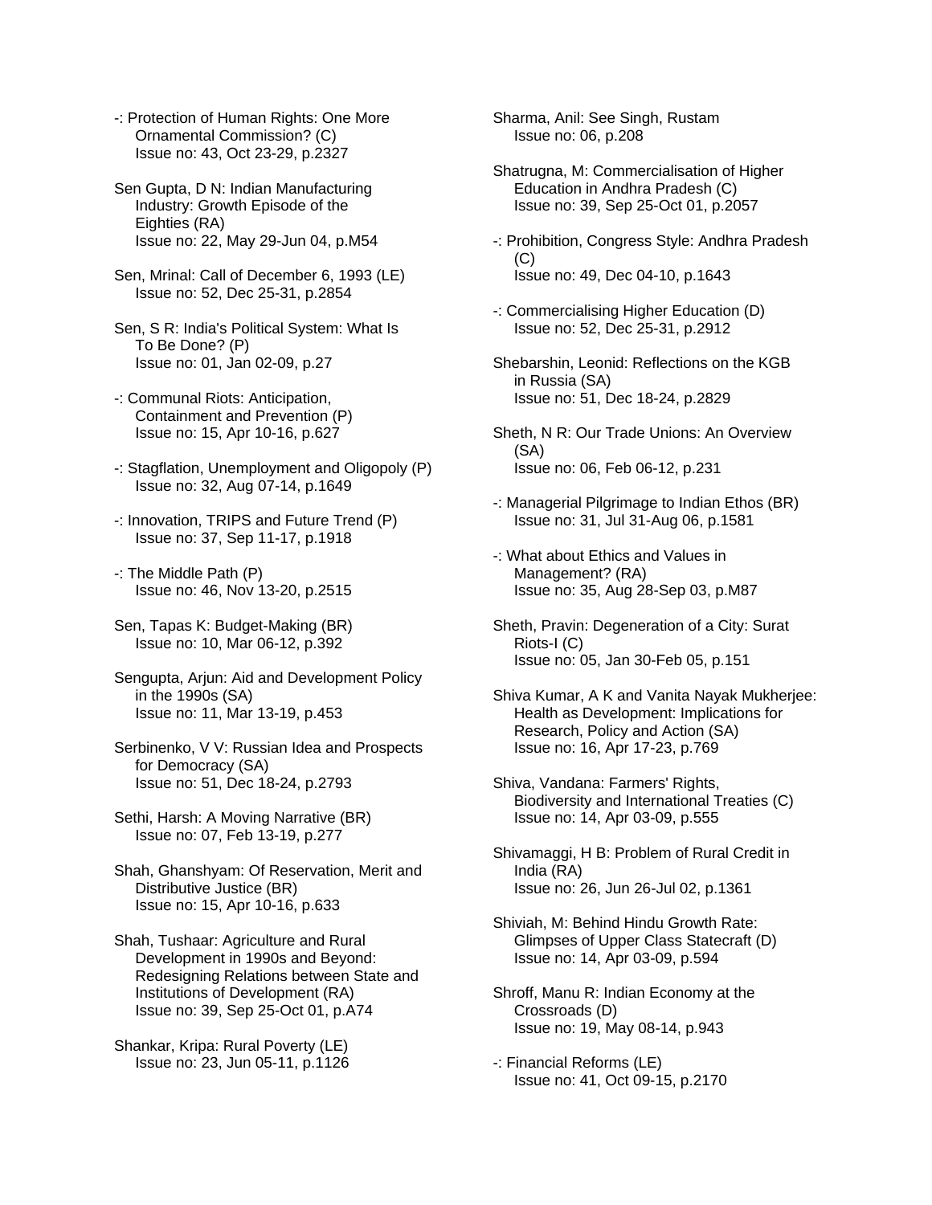-: Protection of Human Rights: One More Ornamental Commission? (C)
Issue no: 43, Oct 23-29, p.2327

Sen Gupta, D N: Indian Manufacturing Industry: Growth Episode of the Eighties (RA)
Issue no: 22, May 29-Jun 04, p.M54

Sen, Mrinal: Call of December 6, 1993 (LE)
Issue no: 52, Dec 25-31, p.2854

Sen, S R: India's Political System: What Is To Be Done? (P)
Issue no: 01, Jan 02-09, p.27

-: Communal Riots: Anticipation, Containment and Prevention (P)
Issue no: 15, Apr 10-16, p.627

-: Stagflation, Unemployment and Oligopoly (P)
Issue no: 32, Aug 07-14, p.1649

-: Innovation, TRIPS and Future Trend (P)
Issue no: 37, Sep 11-17, p.1918

-: The Middle Path (P)
Issue no: 46, Nov 13-20, p.2515

Sen, Tapas K: Budget-Making (BR)
Issue no: 10, Mar 06-12, p.392

Sengupta, Arjun: Aid and Development Policy in the 1990s (SA)
Issue no: 11, Mar 13-19, p.453

Serbinenko, V V: Russian Idea and Prospects for Democracy (SA)
Issue no: 51, Dec 18-24, p.2793

Sethi, Harsh: A Moving Narrative (BR)
Issue no: 07, Feb 13-19, p.277

Shah, Ghanshyam: Of Reservation, Merit and Distributive Justice (BR)
Issue no: 15, Apr 10-16, p.633

Shah, Tushaar: Agriculture and Rural Development in 1990s and Beyond: Redesigning Relations between State and Institutions of Development (RA)
Issue no: 39, Sep 25-Oct 01, p.A74

Shankar, Kripa: Rural Poverty (LE)
Issue no: 23, Jun 05-11, p.1126

Sharma, Anil: See Singh, Rustam
Issue no: 06, p.208

Shatrugna, M: Commercialisation of Higher Education in Andhra Pradesh (C)
Issue no: 39, Sep 25-Oct 01, p.2057

-: Prohibition, Congress Style: Andhra Pradesh (C)
Issue no: 49, Dec 04-10, p.1643

-: Commercialising Higher Education (D)
Issue no: 52, Dec 25-31, p.2912

Shebarshin, Leonid: Reflections on the KGB in Russia (SA)
Issue no: 51, Dec 18-24, p.2829

Sheth, N R: Our Trade Unions: An Overview (SA)
Issue no: 06, Feb 06-12, p.231

-: Managerial Pilgrimage to Indian Ethos (BR)
Issue no: 31, Jul 31-Aug 06, p.1581

-: What about Ethics and Values in Management? (RA)
Issue no: 35, Aug 28-Sep 03, p.M87

Sheth, Pravin: Degeneration of a City: Surat Riots-I (C)
Issue no: 05, Jan 30-Feb 05, p.151

Shiva Kumar, A K and Vanita Nayak Mukherjee: Health as Development: Implications for Research, Policy and Action (SA)
Issue no: 16, Apr 17-23, p.769

Shiva, Vandana: Farmers' Rights, Biodiversity and International Treaties (C)
Issue no: 14, Apr 03-09, p.555

Shivamaggi, H B: Problem of Rural Credit in India (RA)
Issue no: 26, Jun 26-Jul 02, p.1361

Shiviah, M: Behind Hindu Growth Rate: Glimpses of Upper Class Statecraft (D)
Issue no: 14, Apr 03-09, p.594

Shroff, Manu R: Indian Economy at the Crossroads (D)
Issue no: 19, May 08-14, p.943

-: Financial Reforms (LE)
Issue no: 41, Oct 09-15, p.2170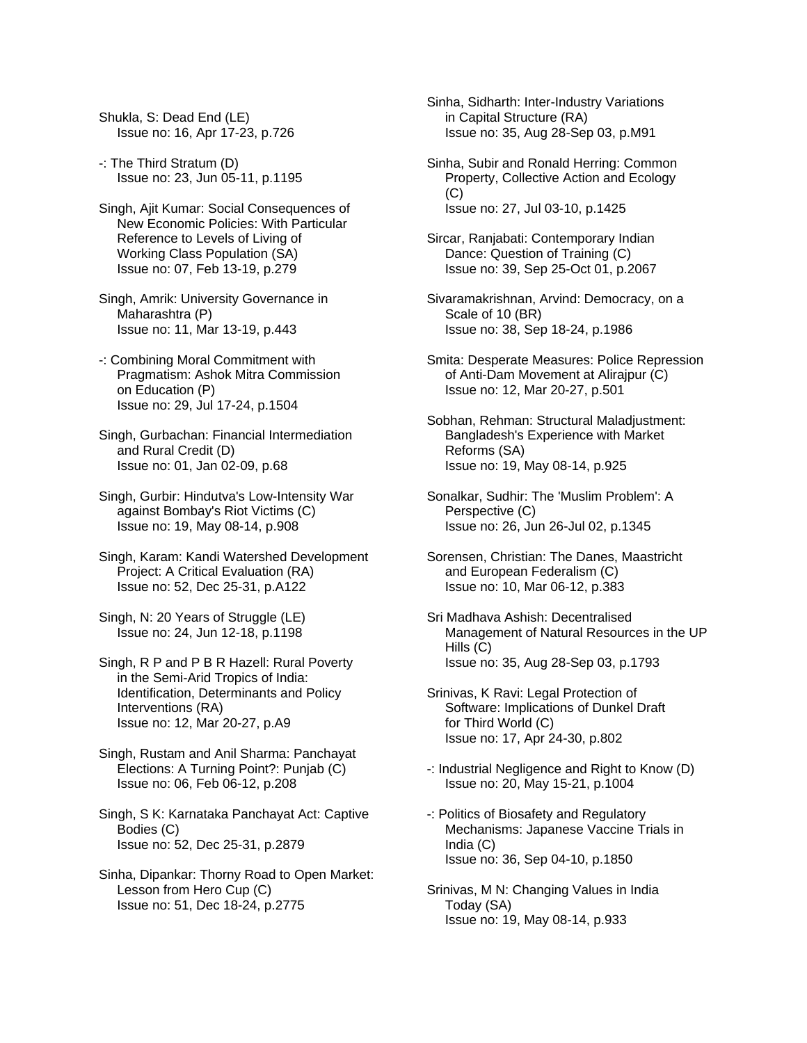Shukla, S: Dead End (LE)
Issue no: 16, Apr 17-23, p.726

-: The Third Stratum (D)
Issue no: 23, Jun 05-11, p.1195

Singh, Ajit Kumar: Social Consequences of New Economic Policies: With Particular Reference to Levels of Living of Working Class Population (SA)
Issue no: 07, Feb 13-19, p.279

Singh, Amrik: University Governance in Maharashtra (P)
Issue no: 11, Mar 13-19, p.443

-: Combining Moral Commitment with Pragmatism: Ashok Mitra Commission on Education (P)
Issue no: 29, Jul 17-24, p.1504

Singh, Gurbachan: Financial Intermediation and Rural Credit (D)
Issue no: 01, Jan 02-09, p.68

Singh, Gurbir: Hindutva's Low-Intensity War against Bombay's Riot Victims (C)
Issue no: 19, May 08-14, p.908

Singh, Karam: Kandi Watershed Development Project: A Critical Evaluation (RA)
Issue no: 52, Dec 25-31, p.A122

Singh, N: 20 Years of Struggle (LE)
Issue no: 24, Jun 12-18, p.1198

Singh, R P and P B R Hazell: Rural Poverty in the Semi-Arid Tropics of India: Identification, Determinants and Policy Interventions (RA)
Issue no: 12, Mar 20-27, p.A9

Singh, Rustam and Anil Sharma: Panchayat Elections: A Turning Point?: Punjab (C)
Issue no: 06, Feb 06-12, p.208

Singh, S K: Karnataka Panchayat Act: Captive Bodies (C)
Issue no: 52, Dec 25-31, p.2879

Sinha, Dipankar: Thorny Road to Open Market: Lesson from Hero Cup (C)
Issue no: 51, Dec 18-24, p.2775

Sinha, Sidharth: Inter-Industry Variations in Capital Structure (RA)
Issue no: 35, Aug 28-Sep 03, p.M91

Sinha, Subir and Ronald Herring: Common Property, Collective Action and Ecology (C)
Issue no: 27, Jul 03-10, p.1425

Sircar, Ranjabati: Contemporary Indian Dance: Question of Training (C)
Issue no: 39, Sep 25-Oct 01, p.2067

Sivaramakrishnan, Arvind: Democracy, on a Scale of 10 (BR)
Issue no: 38, Sep 18-24, p.1986

Smita: Desperate Measures: Police Repression of Anti-Dam Movement at Alirajpur (C)
Issue no: 12, Mar 20-27, p.501

Sobhan, Rehman: Structural Maladjustment: Bangladesh's Experience with Market Reforms (SA)
Issue no: 19, May 08-14, p.925

Sonalkar, Sudhir: The 'Muslim Problem': A Perspective (C)
Issue no: 26, Jun 26-Jul 02, p.1345

Sorensen, Christian: The Danes, Maastricht and European Federalism (C)
Issue no: 10, Mar 06-12, p.383

Sri Madhava Ashish: Decentralised Management of Natural Resources in the UP Hills (C)
Issue no: 35, Aug 28-Sep 03, p.1793

Srinivas, K Ravi: Legal Protection of Software: Implications of Dunkel Draft for Third World (C)
Issue no: 17, Apr 24-30, p.802

-: Industrial Negligence and Right to Know (D)
Issue no: 20, May 15-21, p.1004

-: Politics of Biosafety and Regulatory Mechanisms: Japanese Vaccine Trials in India (C)
Issue no: 36, Sep 04-10, p.1850

Srinivas, M N: Changing Values in India Today (SA)
Issue no: 19, May 08-14, p.933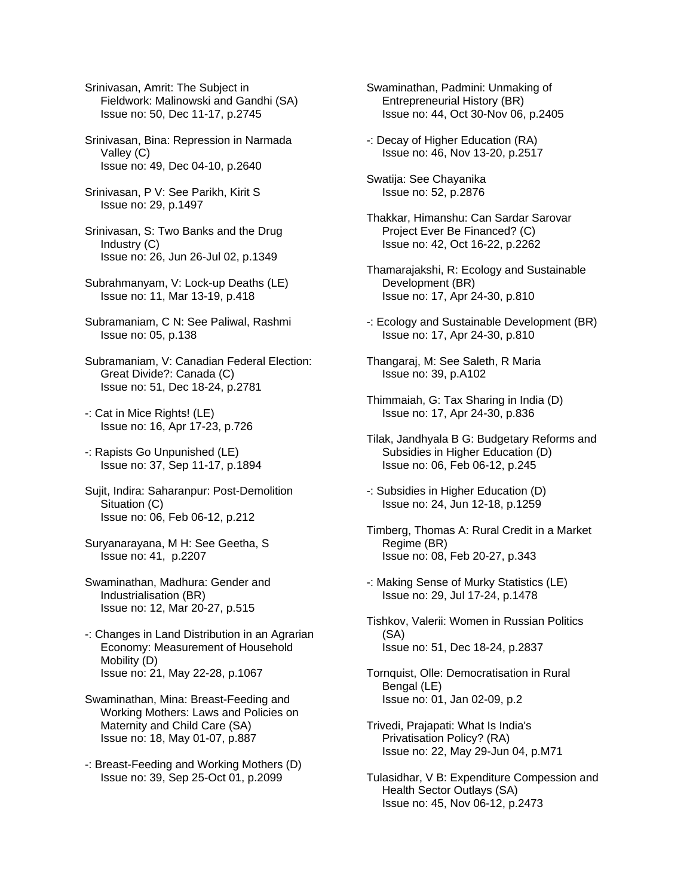Srinivasan, Amrit: The Subject in Fieldwork: Malinowski and Gandhi (SA)
Issue no: 50, Dec 11-17, p.2745

Srinivasan, Bina: Repression in Narmada Valley (C)
Issue no: 49, Dec 04-10, p.2640

Srinivasan, P V: See Parikh, Kirit S
Issue no: 29, p.1497

Srinivasan, S: Two Banks and the Drug Industry (C)
Issue no: 26, Jun 26-Jul 02, p.1349

Subrahmanyam, V: Lock-up Deaths (LE)
Issue no: 11, Mar 13-19, p.418

Subramaniam, C N: See Paliwal, Rashmi
Issue no: 05, p.138

Subramaniam, V: Canadian Federal Election: Great Divide?: Canada (C)
Issue no: 51, Dec 18-24, p.2781

-: Cat in Mice Rights! (LE)
Issue no: 16, Apr 17-23, p.726

-: Rapists Go Unpunished (LE)
Issue no: 37, Sep 11-17, p.1894

Sujit, Indira: Saharanpur: Post-Demolition Situation (C)
Issue no: 06, Feb 06-12, p.212

Suryanarayana, M H: See Geetha, S
Issue no: 41, p.2207

Swaminathan, Madhura: Gender and Industrialisation (BR)
Issue no: 12, Mar 20-27, p.515

-: Changes in Land Distribution in an Agrarian Economy: Measurement of Household Mobility (D)
Issue no: 21, May 22-28, p.1067

Swaminathan, Mina: Breast-Feeding and Working Mothers: Laws and Policies on Maternity and Child Care (SA)
Issue no: 18, May 01-07, p.887

-: Breast-Feeding and Working Mothers (D)
Issue no: 39, Sep 25-Oct 01, p.2099

Swaminathan, Padmini: Unmaking of Entrepreneurial History (BR)
Issue no: 44, Oct 30-Nov 06, p.2405

-: Decay of Higher Education (RA)
Issue no: 46, Nov 13-20, p.2517

Swatija: See Chayanika
Issue no: 52, p.2876

Thakkar, Himanshu: Can Sardar Sarovar Project Ever Be Financed? (C)
Issue no: 42, Oct 16-22, p.2262

Thamarajakshi, R: Ecology and Sustainable Development (BR)
Issue no: 17, Apr 24-30, p.810

-: Ecology and Sustainable Development (BR)
Issue no: 17, Apr 24-30, p.810

Thangaraj, M: See Saleth, R Maria
Issue no: 39, p.A102

Thimmaiah, G: Tax Sharing in India (D)
Issue no: 17, Apr 24-30, p.836

Tilak, Jandhyala B G: Budgetary Reforms and Subsidies in Higher Education (D)
Issue no: 06, Feb 06-12, p.245

-: Subsidies in Higher Education (D)
Issue no: 24, Jun 12-18, p.1259

Timberg, Thomas A: Rural Credit in a Market Regime (BR)
Issue no: 08, Feb 20-27, p.343

-: Making Sense of Murky Statistics (LE)
Issue no: 29, Jul 17-24, p.1478

Tishkov, Valerii: Women in Russian Politics (SA)
Issue no: 51, Dec 18-24, p.2837

Tornquist, Olle: Democratisation in Rural Bengal (LE)
Issue no: 01, Jan 02-09, p.2

Trivedi, Prajapati: What Is India's Privatisation Policy? (RA)
Issue no: 22, May 29-Jun 04, p.M71

Tulasidhar, V B: Expenditure Compession and Health Sector Outlays (SA)
Issue no: 45, Nov 06-12, p.2473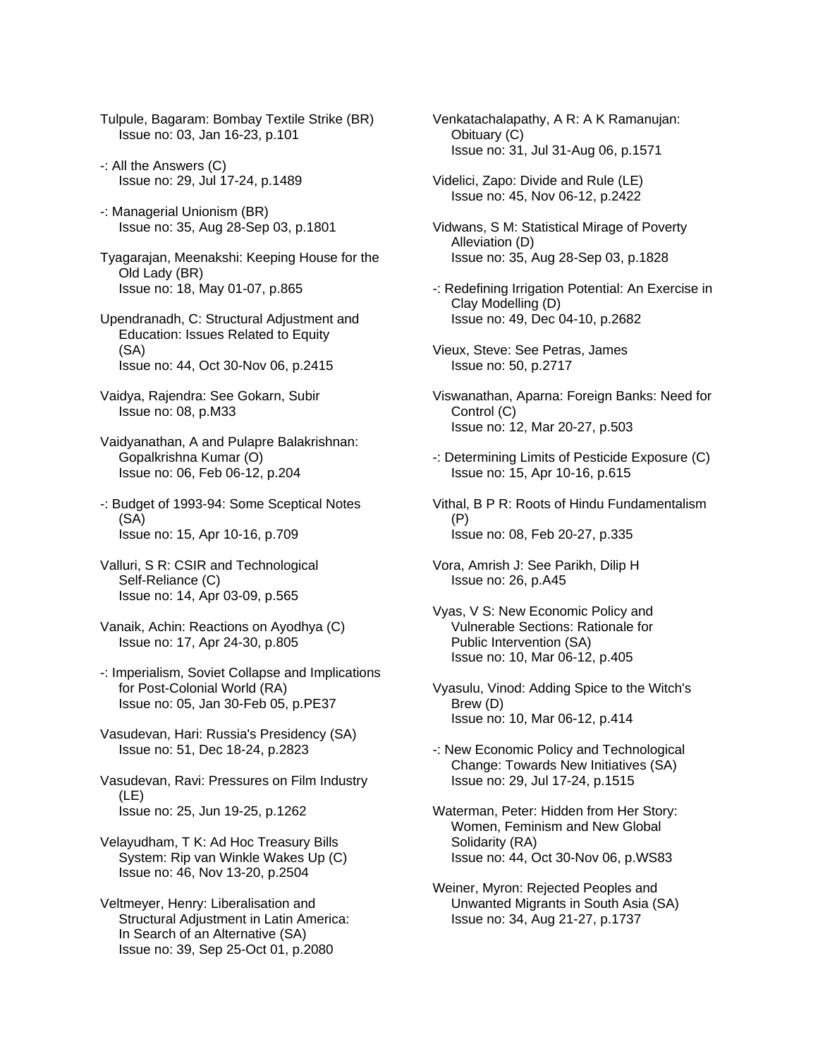Tulpule, Bagaram: Bombay Textile Strike (BR)
Issue no: 03, Jan 16-23, p.101

-: All the Answers (C)
Issue no: 29, Jul 17-24, p.1489

-: Managerial Unionism (BR)
Issue no: 35, Aug 28-Sep 03, p.1801

Tyagarajan, Meenakshi: Keeping House for the Old Lady (BR)
Issue no: 18, May 01-07, p.865

Upendranadh, C: Structural Adjustment and Education: Issues Related to Equity (SA)
Issue no: 44, Oct 30-Nov 06, p.2415

Vaidya, Rajendra: See Gokarn, Subir
Issue no: 08, p.M33

Vaidyanathan, A and Pulapre Balakrishnan: Gopalkrishna Kumar (O)
Issue no: 06, Feb 06-12, p.204

-: Budget of 1993-94: Some Sceptical Notes (SA)
Issue no: 15, Apr 10-16, p.709

Valluri, S R: CSIR and Technological Self-Reliance (C)
Issue no: 14, Apr 03-09, p.565

Vanaik, Achin: Reactions on Ayodhya (C)
Issue no: 17, Apr 24-30, p.805

-: Imperialism, Soviet Collapse and Implications for Post-Colonial World (RA)
Issue no: 05, Jan 30-Feb 05, p.PE37

Vasudevan, Hari: Russia's Presidency (SA)
Issue no: 51, Dec 18-24, p.2823

Vasudevan, Ravi: Pressures on Film Industry (LE)
Issue no: 25, Jun 19-25, p.1262

Velayudham, T K: Ad Hoc Treasury Bills System: Rip van Winkle Wakes Up (C)
Issue no: 46, Nov 13-20, p.2504

Veltmeyer, Henry: Liberalisation and Structural Adjustment in Latin America: In Search of an Alternative (SA)
Issue no: 39, Sep 25-Oct 01, p.2080

Venkatachalapathy, A R: A K Ramanujan: Obituary (C)
Issue no: 31, Jul 31-Aug 06, p.1571

Videlici, Zapo: Divide and Rule (LE)
Issue no: 45, Nov 06-12, p.2422

Vidwans, S M: Statistical Mirage of Poverty Alleviation (D)
Issue no: 35, Aug 28-Sep 03, p.1828

-: Redefining Irrigation Potential: An Exercise in Clay Modelling (D)
Issue no: 49, Dec 04-10, p.2682

Vieux, Steve: See Petras, James
Issue no: 50, p.2717

Viswanathan, Aparna: Foreign Banks: Need for Control (C)
Issue no: 12, Mar 20-27, p.503

-: Determining Limits of Pesticide Exposure (C)
Issue no: 15, Apr 10-16, p.615

Vithal, B P R: Roots of Hindu Fundamentalism (P)
Issue no: 08, Feb 20-27, p.335

Vora, Amrish J: See Parikh, Dilip H
Issue no: 26, p.A45

Vyas, V S: New Economic Policy and Vulnerable Sections: Rationale for Public Intervention (SA)
Issue no: 10, Mar 06-12, p.405

Vyasulu, Vinod: Adding Spice to the Witch's Brew (D)
Issue no: 10, Mar 06-12, p.414

-: New Economic Policy and Technological Change: Towards New Initiatives (SA)
Issue no: 29, Jul 17-24, p.1515

Waterman, Peter: Hidden from Her Story: Women, Feminism and New Global Solidarity (RA)
Issue no: 44, Oct 30-Nov 06, p.WS83

Weiner, Myron: Rejected Peoples and Unwanted Migrants in South Asia (SA)
Issue no: 34, Aug 21-27, p.1737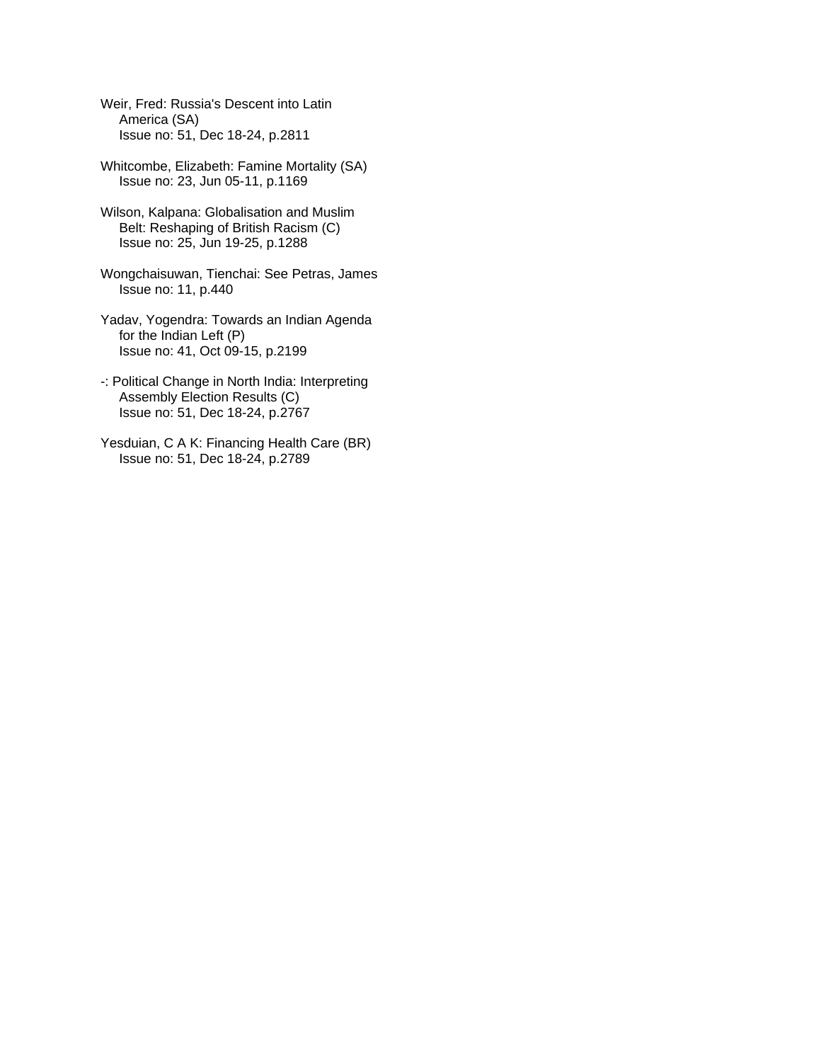Weir, Fred: Russia's Descent into Latin America (SA)
Issue no: 51, Dec 18-24, p.2811

Whitcombe, Elizabeth: Famine Mortality (SA)
Issue no: 23, Jun 05-11, p.1169

Wilson, Kalpana: Globalisation and Muslim Belt: Reshaping of British Racism (C)
Issue no: 25, Jun 19-25, p.1288

Wongchaisuwan, Tienchai: See Petras, James
Issue no: 11, p.440

Yadav, Yogendra: Towards an Indian Agenda for the Indian Left (P)
Issue no: 41, Oct 09-15, p.2199

-: Political Change in North India: Interpreting Assembly Election Results (C)
Issue no: 51, Dec 18-24, p.2767

Yesduian, C A K: Financing Health Care (BR)
Issue no: 51, Dec 18-24, p.2789